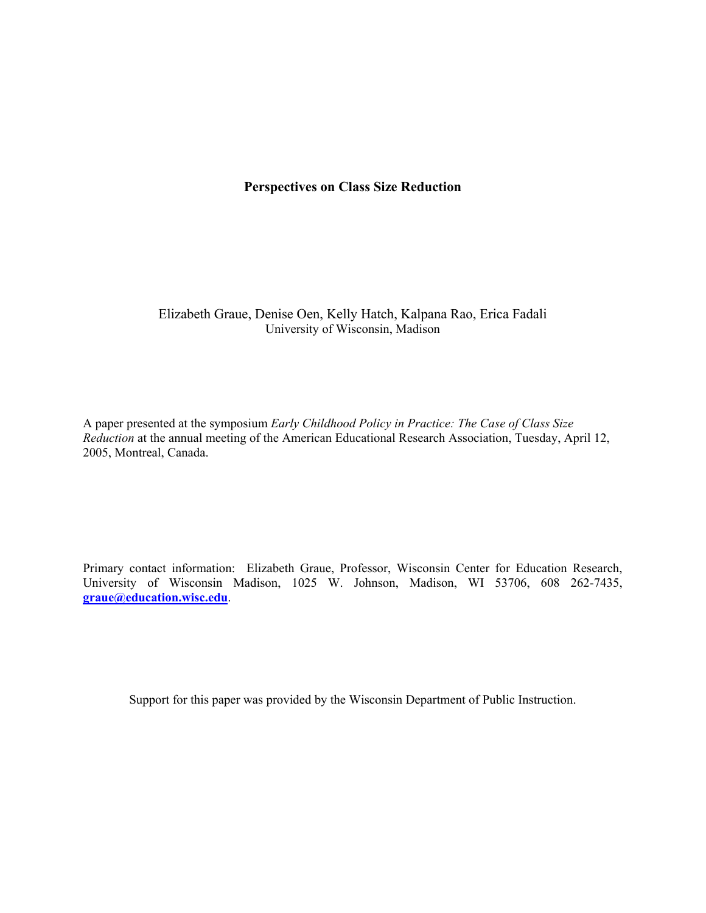# Perspectives on Class Size Reduction

Elizabeth Graue, Denise Oen, Kelly Hatch, Kalpana Rao, Erica Fadali
University of Wisconsin, Madison

A paper presented at the symposium *Early Childhood Policy in Practice: The Case of Class Size Reduction* at the annual meeting of the American Educational Research Association, Tuesday, April 12, 2005, Montreal, Canada.

Primary contact information: Elizabeth Graue, Professor, Wisconsin Center for Education Research, University of Wisconsin Madison, 1025 W. Johnson, Madison, WI 53706, 608 262-7435, **graue@education.wisc.edu**.

Support for this paper was provided by the Wisconsin Department of Public Instruction.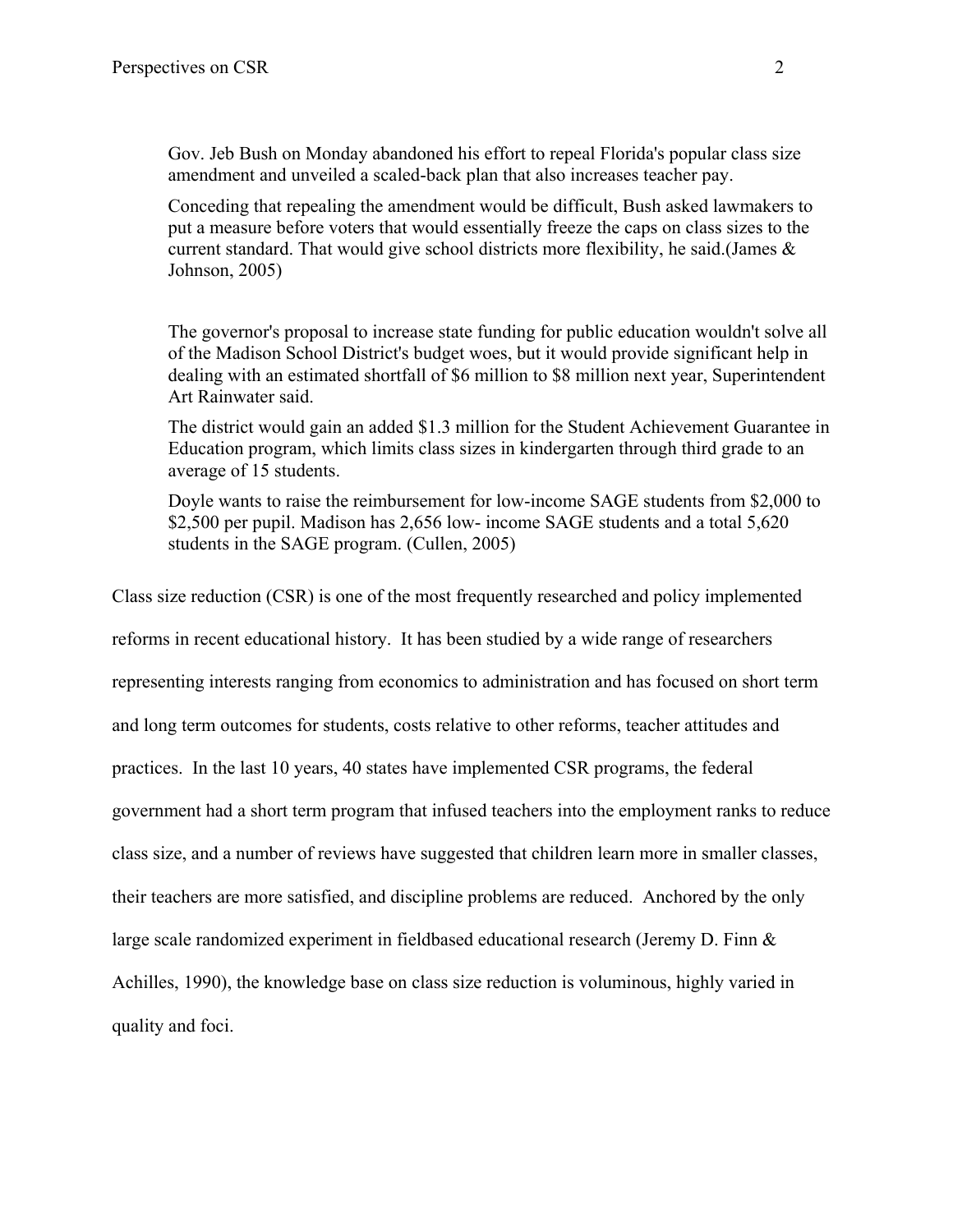> Gov. Jeb Bush on Monday abandoned his effort to repeal Florida's popular class size amendment and unveiled a scaled-back plan that also increases teacher pay.
>
> Conceding that repealing the amendment would be difficult, Bush asked lawmakers to put a measure before voters that would essentially freeze the caps on class sizes to the current standard. That would give school districts more flexibility, he said.(James & Johnson, 2005)

> The governor's proposal to increase state funding for public education wouldn't solve all of the Madison School District's budget woes, but it would provide significant help in dealing with an estimated shortfall of $6 million to $8 million next year, Superintendent Art Rainwater said.
>
> The district would gain an added $1.3 million for the Student Achievement Guarantee in Education program, which limits class sizes in kindergarten through third grade to an average of 15 students.
>
> Doyle wants to raise the reimbursement for low-income SAGE students from $2,000 to $2,500 per pupil. Madison has 2,656 low- income SAGE students and a total 5,620 students in the SAGE program. (Cullen, 2005)

Class size reduction (CSR) is one of the most frequently researched and policy implemented reforms in recent educational history. It has been studied by a wide range of researchers representing interests ranging from economics to administration and has focused on short term and long term outcomes for students, costs relative to other reforms, teacher attitudes and practices. In the last 10 years, 40 states have implemented CSR programs, the federal government had a short term program that infused teachers into the employment ranks to reduce class size, and a number of reviews have suggested that children learn more in smaller classes, their teachers are more satisfied, and discipline problems are reduced. Anchored by the only large scale randomized experiment in fieldbased educational research (Jeremy D. Finn & Achilles, 1990), the knowledge base on class size reduction is voluminous, highly varied in quality and foci.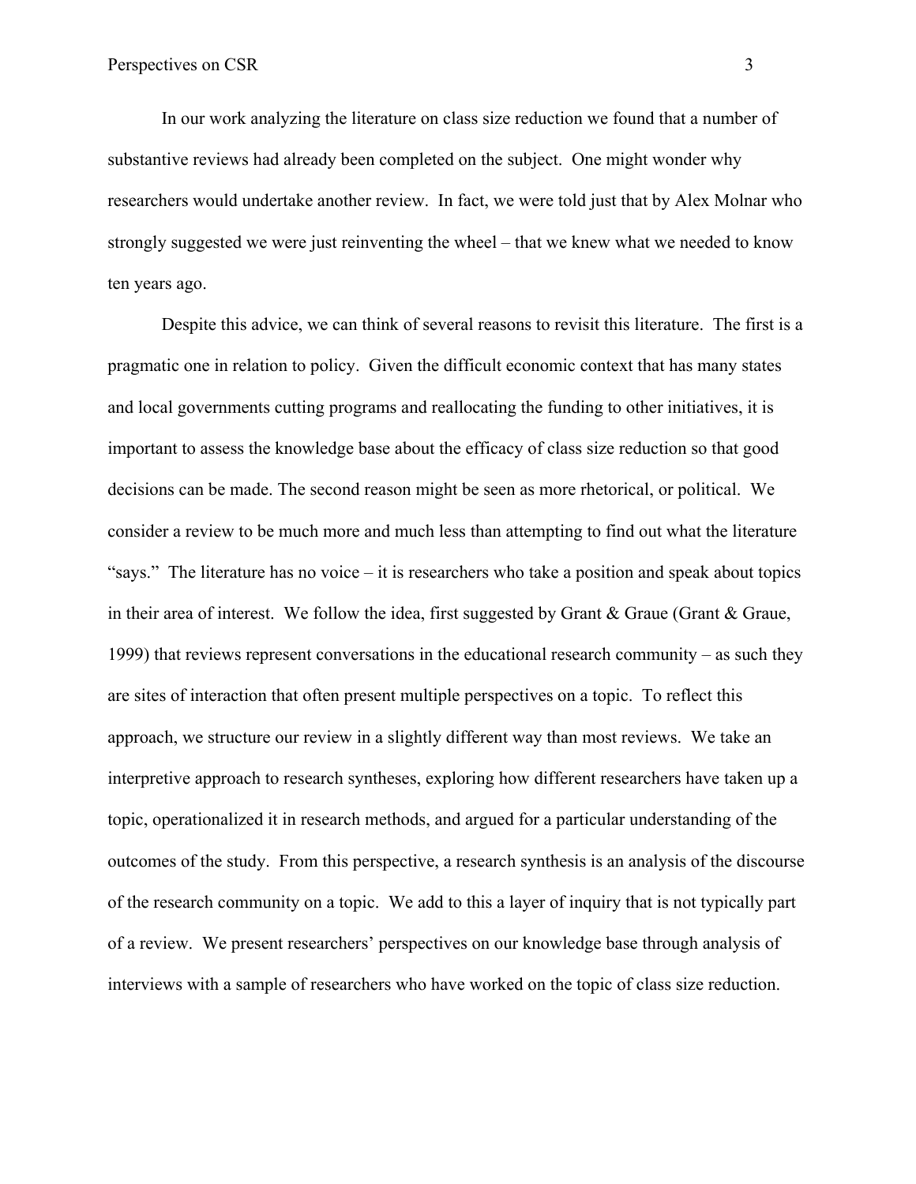In our work analyzing the literature on class size reduction we found that a number of substantive reviews had already been completed on the subject. One might wonder why researchers would undertake another review. In fact, we were told just that by Alex Molnar who strongly suggested we were just reinventing the wheel – that we knew what we needed to know ten years ago.

Despite this advice, we can think of several reasons to revisit this literature. The first is a pragmatic one in relation to policy. Given the difficult economic context that has many states and local governments cutting programs and reallocating the funding to other initiatives, it is important to assess the knowledge base about the efficacy of class size reduction so that good decisions can be made. The second reason might be seen as more rhetorical, or political. We consider a review to be much more and much less than attempting to find out what the literature "says." The literature has no voice – it is researchers who take a position and speak about topics in their area of interest. We follow the idea, first suggested by Grant & Graue (Grant & Graue, 1999) that reviews represent conversations in the educational research community – as such they are sites of interaction that often present multiple perspectives on a topic. To reflect this approach, we structure our review in a slightly different way than most reviews. We take an interpretive approach to research syntheses, exploring how different researchers have taken up a topic, operationalized it in research methods, and argued for a particular understanding of the outcomes of the study. From this perspective, a research synthesis is an analysis of the discourse of the research community on a topic. We add to this a layer of inquiry that is not typically part of a review. We present researchers' perspectives on our knowledge base through analysis of interviews with a sample of researchers who have worked on the topic of class size reduction.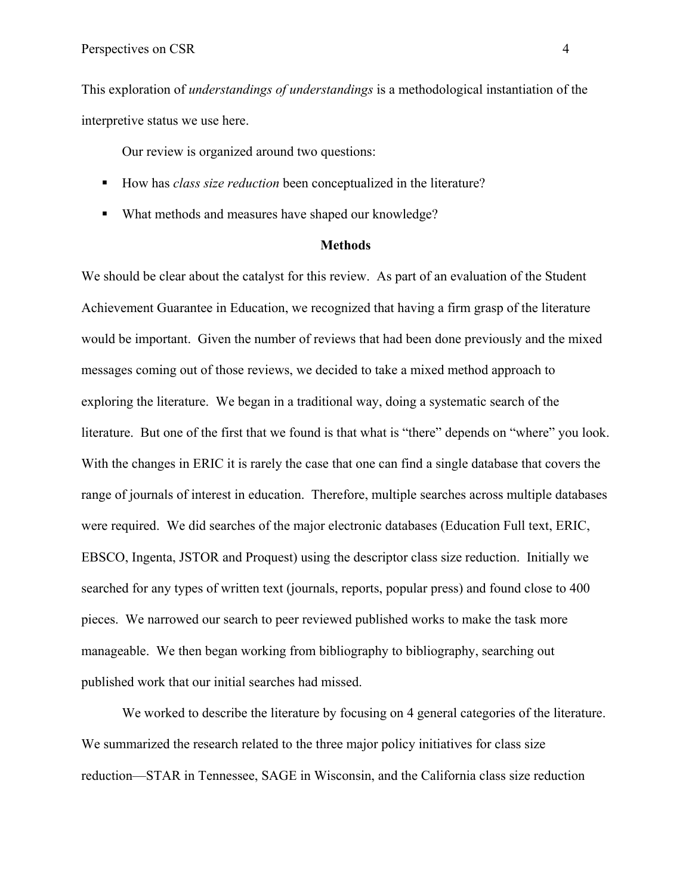This exploration of *understandings of understandings* is a methodological instantiation of the interpretive status we use here.

Our review is organized around two questions:

- How has *class size reduction* been conceptualized in the literature?
- What methods and measures have shaped our knowledge?

## Methods

We should be clear about the catalyst for this review. As part of an evaluation of the Student Achievement Guarantee in Education, we recognized that having a firm grasp of the literature would be important. Given the number of reviews that had been done previously and the mixed messages coming out of those reviews, we decided to take a mixed method approach to exploring the literature. We began in a traditional way, doing a systematic search of the literature. But one of the first that we found is that what is "there" depends on "where" you look. With the changes in ERIC it is rarely the case that one can find a single database that covers the range of journals of interest in education. Therefore, multiple searches across multiple databases were required. We did searches of the major electronic databases (Education Full text, ERIC, EBSCO, Ingenta, JSTOR and Proquest) using the descriptor class size reduction. Initially we searched for any types of written text (journals, reports, popular press) and found close to 400 pieces. We narrowed our search to peer reviewed published works to make the task more manageable. We then began working from bibliography to bibliography, searching out published work that our initial searches had missed.

We worked to describe the literature by focusing on 4 general categories of the literature. We summarized the research related to the three major policy initiatives for class size reduction—STAR in Tennessee, SAGE in Wisconsin, and the California class size reduction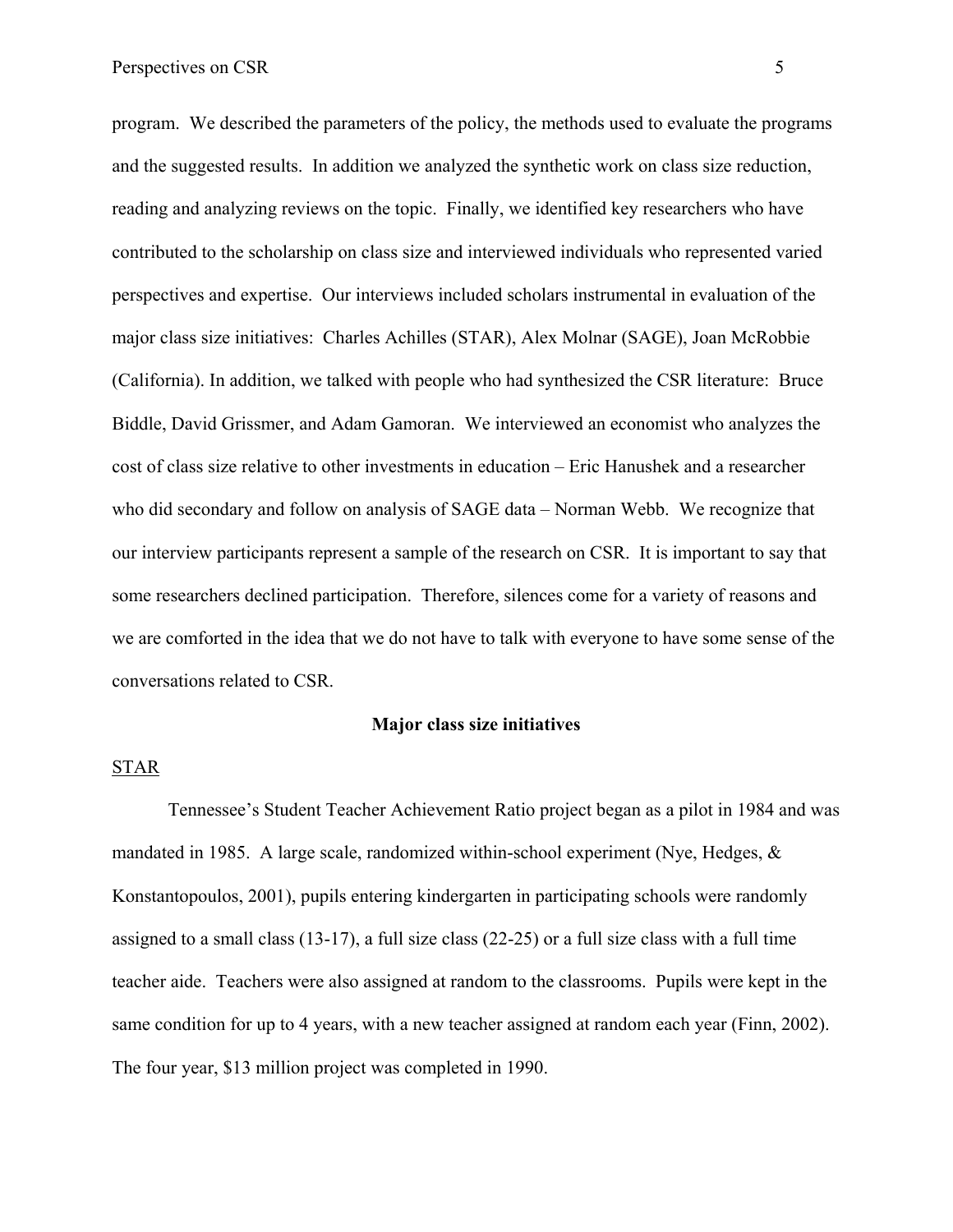program. We described the parameters of the policy, the methods used to evaluate the programs and the suggested results. In addition we analyzed the synthetic work on class size reduction, reading and analyzing reviews on the topic. Finally, we identified key researchers who have contributed to the scholarship on class size and interviewed individuals who represented varied perspectives and expertise. Our interviews included scholars instrumental in evaluation of the major class size initiatives: Charles Achilles (STAR), Alex Molnar (SAGE), Joan McRobbie (California). In addition, we talked with people who had synthesized the CSR literature: Bruce Biddle, David Grissmer, and Adam Gamoran. We interviewed an economist who analyzes the cost of class size relative to other investments in education – Eric Hanushek and a researcher who did secondary and follow on analysis of SAGE data – Norman Webb. We recognize that our interview participants represent a sample of the research on CSR. It is important to say that some researchers declined participation. Therefore, silences come for a variety of reasons and we are comforted in the idea that we do not have to talk with everyone to have some sense of the conversations related to CSR.

## Major class size initiatives

### STAR

Tennessee's Student Teacher Achievement Ratio project began as a pilot in 1984 and was mandated in 1985. A large scale, randomized within-school experiment (Nye, Hedges, & Konstantopoulos, 2001), pupils entering kindergarten in participating schools were randomly assigned to a small class (13-17), a full size class (22-25) or a full size class with a full time teacher aide. Teachers were also assigned at random to the classrooms. Pupils were kept in the same condition for up to 4 years, with a new teacher assigned at random each year (Finn, 2002). The four year, $13 million project was completed in 1990.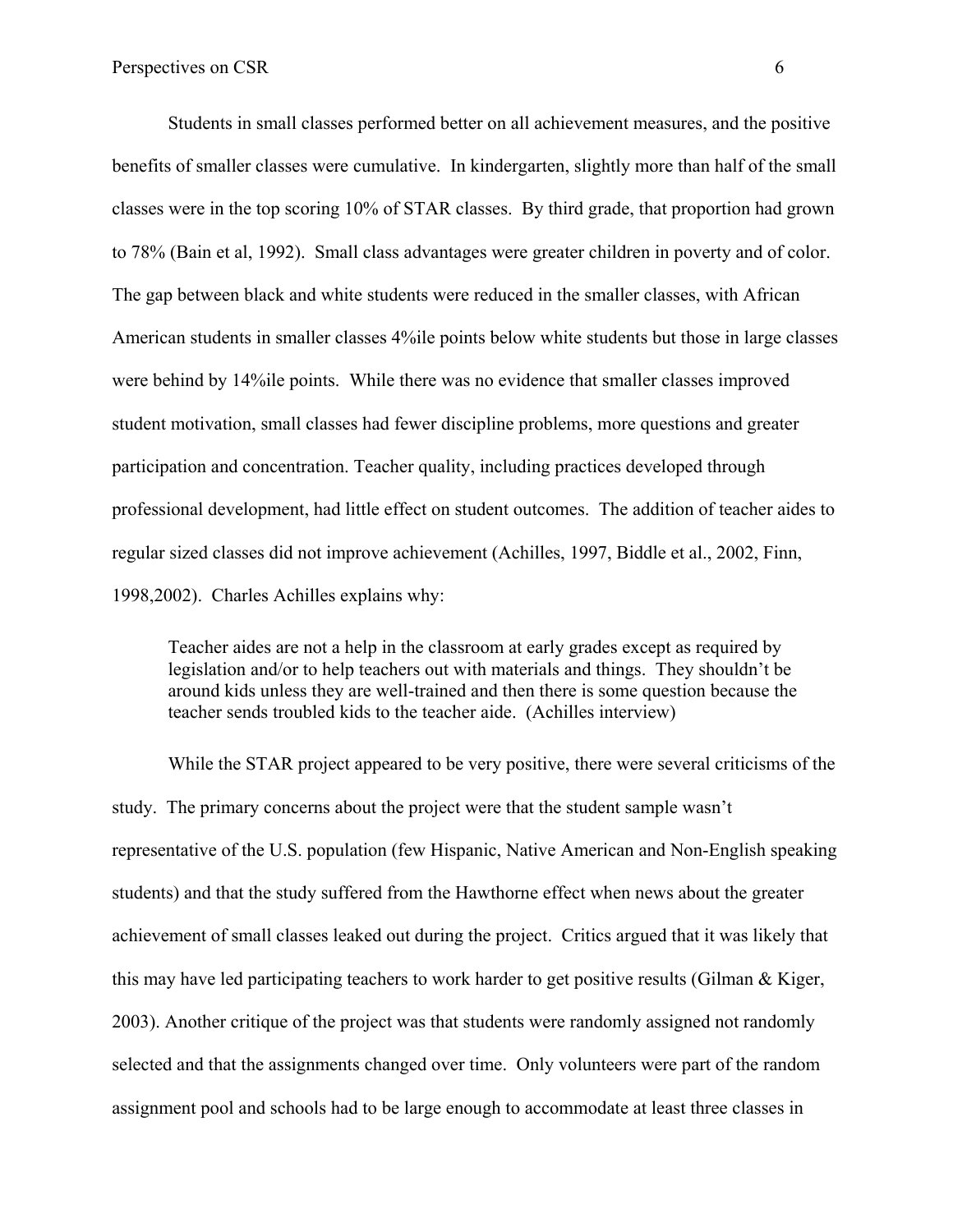Students in small classes performed better on all achievement measures, and the positive benefits of smaller classes were cumulative. In kindergarten, slightly more than half of the small classes were in the top scoring 10% of STAR classes. By third grade, that proportion had grown to 78% (Bain et al, 1992). Small class advantages were greater children in poverty and of color. The gap between black and white students were reduced in the smaller classes, with African American students in smaller classes 4%ile points below white students but those in large classes were behind by 14%ile points. While there was no evidence that smaller classes improved student motivation, small classes had fewer discipline problems, more questions and greater participation and concentration. Teacher quality, including practices developed through professional development, had little effect on student outcomes. The addition of teacher aides to regular sized classes did not improve achievement (Achilles, 1997, Biddle et al., 2002, Finn, 1998,2002). Charles Achilles explains why:

> Teacher aides are not a help in the classroom at early grades except as required by legislation and/or to help teachers out with materials and things. They shouldn't be around kids unless they are well-trained and then there is some question because the teacher sends troubled kids to the teacher aide. (Achilles interview)

While the STAR project appeared to be very positive, there were several criticisms of the study. The primary concerns about the project were that the student sample wasn't representative of the U.S. population (few Hispanic, Native American and Non-English speaking students) and that the study suffered from the Hawthorne effect when news about the greater achievement of small classes leaked out during the project. Critics argued that it was likely that this may have led participating teachers to work harder to get positive results (Gilman & Kiger, 2003). Another critique of the project was that students were randomly assigned not randomly selected and that the assignments changed over time. Only volunteers were part of the random assignment pool and schools had to be large enough to accommodate at least three classes in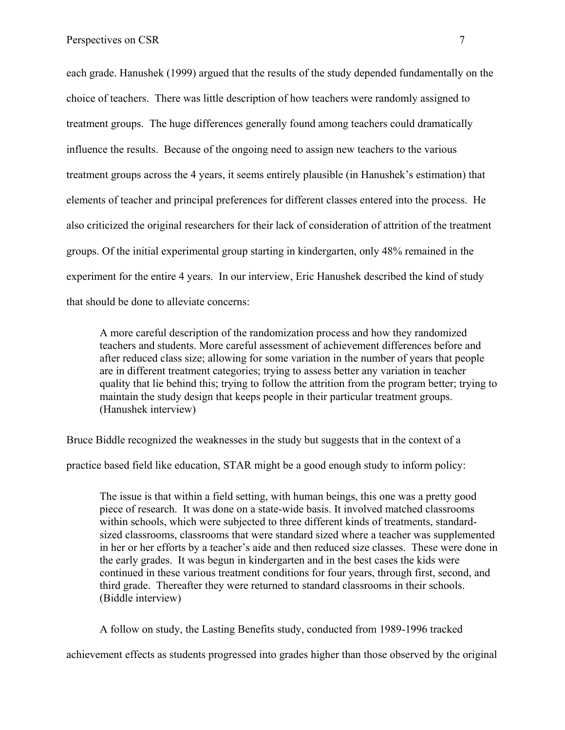each grade. Hanushek (1999) argued that the results of the study depended fundamentally on the choice of teachers. There was little description of how teachers were randomly assigned to treatment groups. The huge differences generally found among teachers could dramatically influence the results. Because of the ongoing need to assign new teachers to the various treatment groups across the 4 years, it seems entirely plausible (in Hanushek's estimation) that elements of teacher and principal preferences for different classes entered into the process. He also criticized the original researchers for their lack of consideration of attrition of the treatment groups. Of the initial experimental group starting in kindergarten, only 48% remained in the experiment for the entire 4 years. In our interview, Eric Hanushek described the kind of study that should be done to alleviate concerns:

> A more careful description of the randomization process and how they randomized teachers and students. More careful assessment of achievement differences before and after reduced class size; allowing for some variation in the number of years that people are in different treatment categories; trying to assess better any variation in teacher quality that lie behind this; trying to follow the attrition from the program better; trying to maintain the study design that keeps people in their particular treatment groups. (Hanushek interview)

Bruce Biddle recognized the weaknesses in the study but suggests that in the context of a practice based field like education, STAR might be a good enough study to inform policy:

> The issue is that within a field setting, with human beings, this one was a pretty good piece of research. It was done on a state-wide basis. It involved matched classrooms within schools, which were subjected to three different kinds of treatments, standard-sized classrooms, classrooms that were standard sized where a teacher was supplemented in her or her efforts by a teacher's aide and then reduced size classes. These were done in the early grades. It was begun in kindergarten and in the best cases the kids were continued in these various treatment conditions for four years, through first, second, and third grade. Thereafter they were returned to standard classrooms in their schools. (Biddle interview)

A follow on study, the Lasting Benefits study, conducted from 1989-1996 tracked achievement effects as students progressed into grades higher than those observed by the original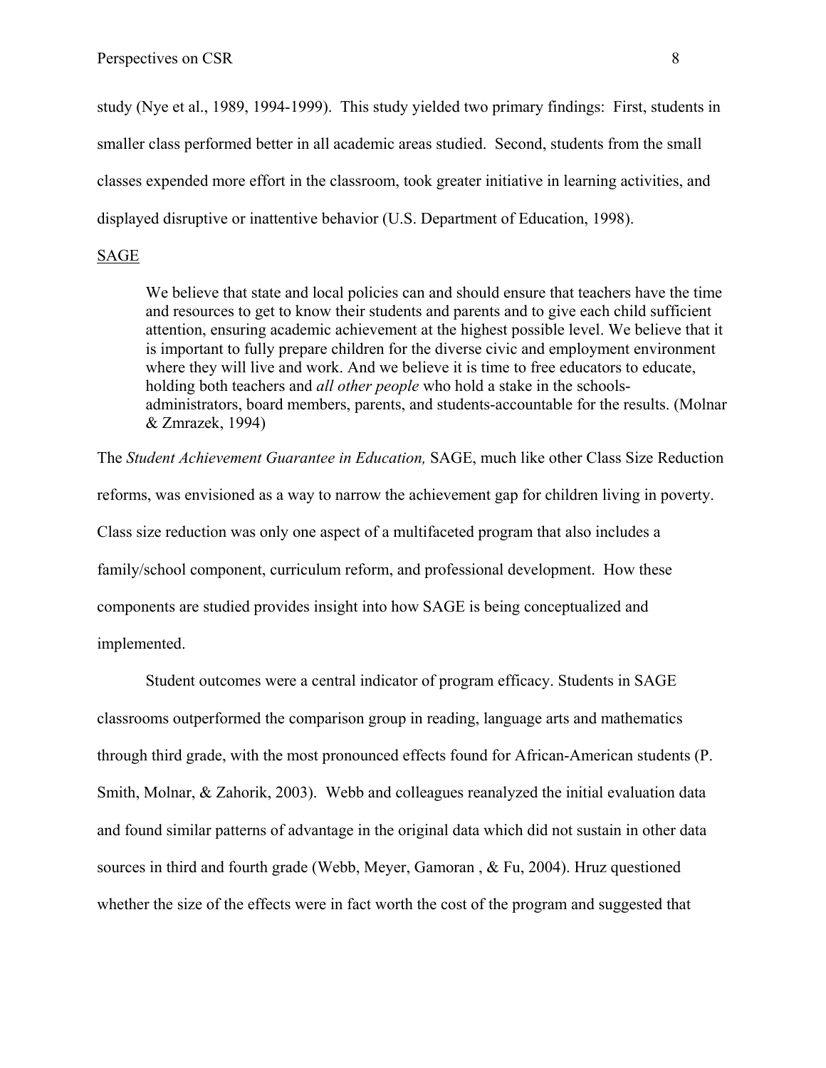study (Nye et al., 1989, 1994-1999). This study yielded two primary findings: First, students in smaller class performed better in all academic areas studied. Second, students from the small classes expended more effort in the classroom, took greater initiative in learning activities, and displayed disruptive or inattentive behavior (U.S. Department of Education, 1998).

SAGE

> We believe that state and local policies can and should ensure that teachers have the time and resources to get to know their students and parents and to give each child sufficient attention, ensuring academic achievement at the highest possible level. We believe that it is important to fully prepare children for the diverse civic and employment environment where they will live and work. And we believe it is time to free educators to educate, holding both teachers and *all other people* who hold a stake in the schools- administrators, board members, parents, and students-accountable for the results. (Molnar & Zmrazek, 1994)

The *Student Achievement Guarantee in Education,* SAGE, much like other Class Size Reduction reforms, was envisioned as a way to narrow the achievement gap for children living in poverty. Class size reduction was only one aspect of a multifaceted program that also includes a family/school component, curriculum reform, and professional development. How these components are studied provides insight into how SAGE is being conceptualized and implemented.

Student outcomes were a central indicator of program efficacy. Students in SAGE classrooms outperformed the comparison group in reading, language arts and mathematics through third grade, with the most pronounced effects found for African-American students (P. Smith, Molnar, & Zahorik, 2003). Webb and colleagues reanalyzed the initial evaluation data and found similar patterns of advantage in the original data which did not sustain in other data sources in third and fourth grade (Webb, Meyer, Gamoran , & Fu, 2004). Hruz questioned whether the size of the effects were in fact worth the cost of the program and suggested that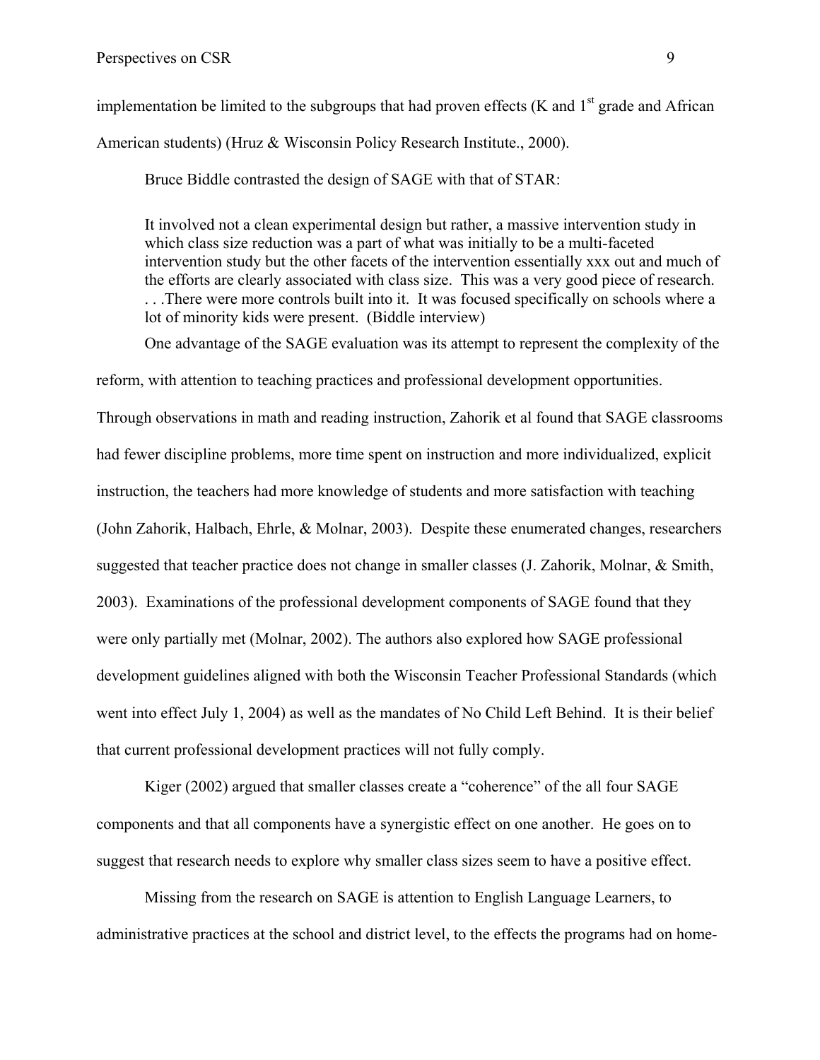implementation be limited to the subgroups that had proven effects (K and 1st grade and African American students) (Hruz & Wisconsin Policy Research Institute., 2000).

Bruce Biddle contrasted the design of SAGE with that of STAR:

> It involved not a clean experimental design but rather, a massive intervention study in which class size reduction was a part of what was initially to be a multi-faceted intervention study but the other facets of the intervention essentially xxx out and much of the efforts are clearly associated with class size. This was a very good piece of research. . . .There were more controls built into it. It was focused specifically on schools where a lot of minority kids were present. (Biddle interview)

One advantage of the SAGE evaluation was its attempt to represent the complexity of the reform, with attention to teaching practices and professional development opportunities. Through observations in math and reading instruction, Zahorik et al found that SAGE classrooms had fewer discipline problems, more time spent on instruction and more individualized, explicit instruction, the teachers had more knowledge of students and more satisfaction with teaching (John Zahorik, Halbach, Ehrle, & Molnar, 2003). Despite these enumerated changes, researchers suggested that teacher practice does not change in smaller classes (J. Zahorik, Molnar, & Smith, 2003). Examinations of the professional development components of SAGE found that they were only partially met (Molnar, 2002). The authors also explored how SAGE professional development guidelines aligned with both the Wisconsin Teacher Professional Standards (which went into effect July 1, 2004) as well as the mandates of No Child Left Behind. It is their belief that current professional development practices will not fully comply.

Kiger (2002) argued that smaller classes create a "coherence" of the all four SAGE components and that all components have a synergistic effect on one another. He goes on to suggest that research needs to explore why smaller class sizes seem to have a positive effect.

Missing from the research on SAGE is attention to English Language Learners, to administrative practices at the school and district level, to the effects the programs had on home-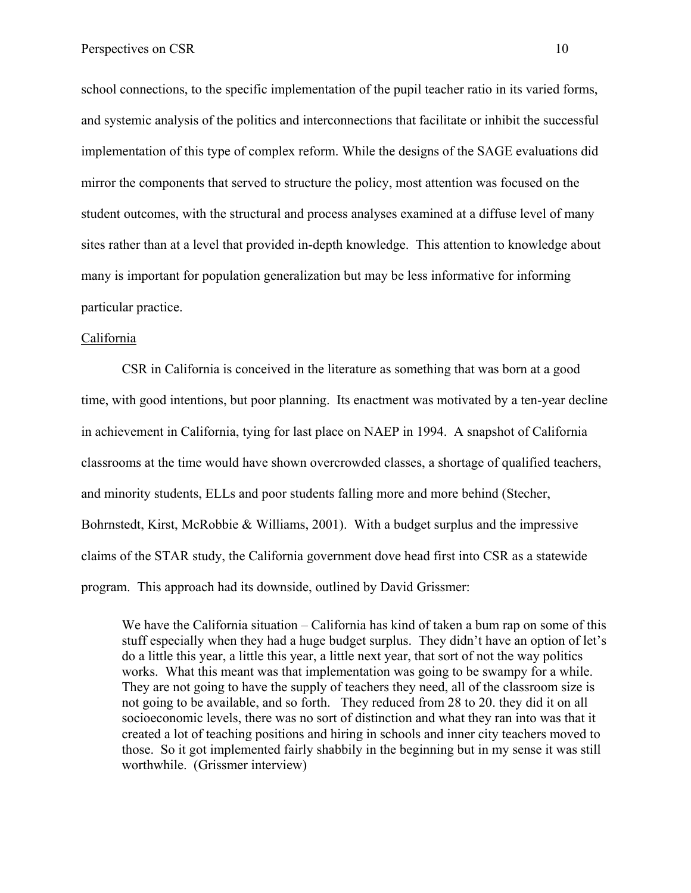school connections, to the specific implementation of the pupil teacher ratio in its varied forms, and systemic analysis of the politics and interconnections that facilitate or inhibit the successful implementation of this type of complex reform. While the designs of the SAGE evaluations did mirror the components that served to structure the policy, most attention was focused on the student outcomes, with the structural and process analyses examined at a diffuse level of many sites rather than at a level that provided in-depth knowledge. This attention to knowledge about many is important for population generalization but may be less informative for informing particular practice.

<u>California</u>

CSR in California is conceived in the literature as something that was born at a good time, with good intentions, but poor planning. Its enactment was motivated by a ten-year decline in achievement in California, tying for last place on NAEP in 1994. A snapshot of California classrooms at the time would have shown overcrowded classes, a shortage of qualified teachers, and minority students, ELLs and poor students falling more and more behind (Stecher, Bohrnstedt, Kirst, McRobbie & Williams, 2001). With a budget surplus and the impressive claims of the STAR study, the California government dove head first into CSR as a statewide program. This approach had its downside, outlined by David Grissmer:

> We have the California situation – California has kind of taken a bum rap on some of this stuff especially when they had a huge budget surplus. They didn't have an option of let's do a little this year, a little this year, a little next year, that sort of not the way politics works. What this meant was that implementation was going to be swampy for a while. They are not going to have the supply of teachers they need, all of the classroom size is not going to be available, and so forth. They reduced from 28 to 20. they did it on all socioeconomic levels, there was no sort of distinction and what they ran into was that it created a lot of teaching positions and hiring in schools and inner city teachers moved to those. So it got implemented fairly shabbily in the beginning but in my sense it was still worthwhile. (Grissmer interview)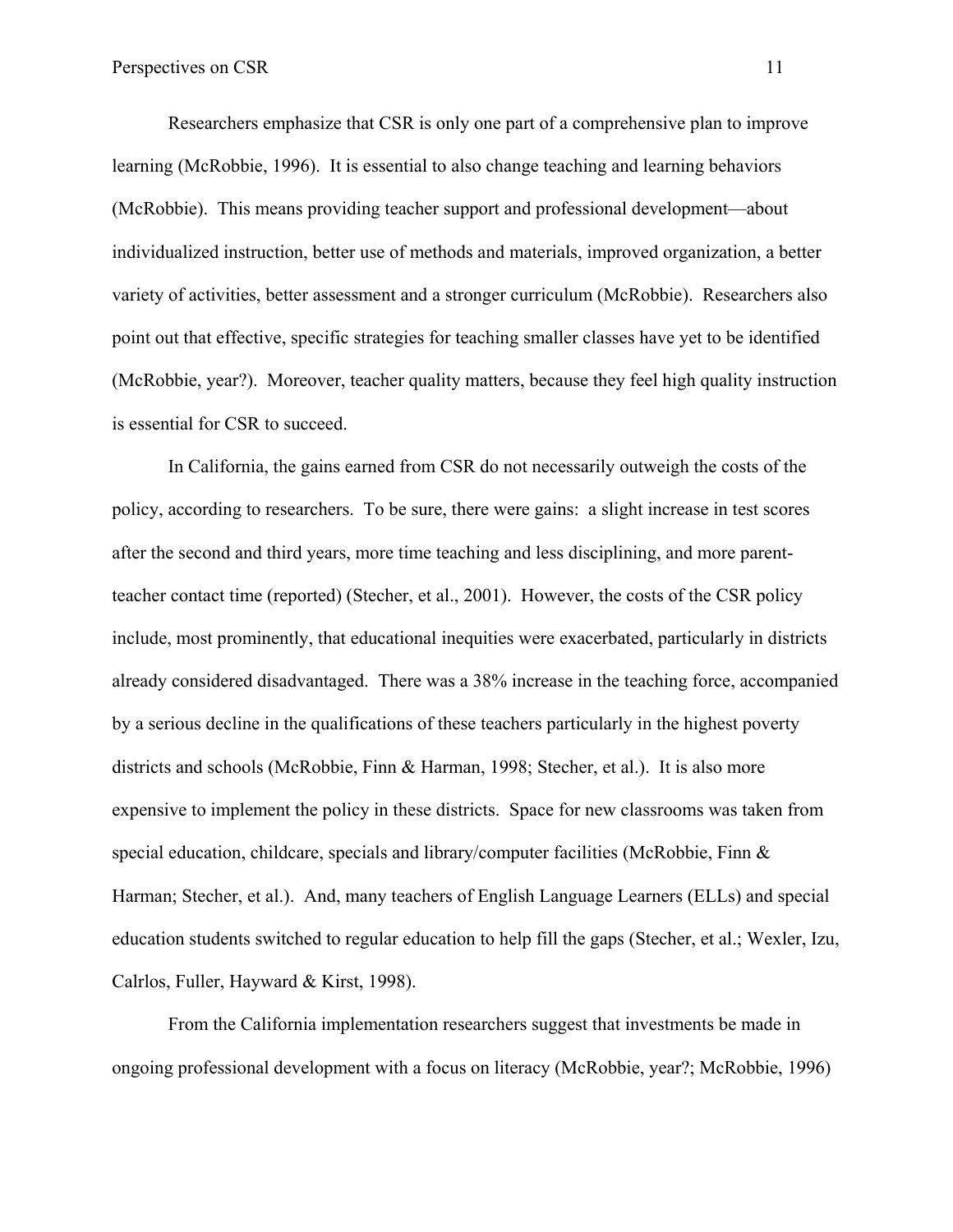Researchers emphasize that CSR is only one part of a comprehensive plan to improve learning (McRobbie, 1996). It is essential to also change teaching and learning behaviors (McRobbie). This means providing teacher support and professional development—about individualized instruction, better use of methods and materials, improved organization, a better variety of activities, better assessment and a stronger curriculum (McRobbie). Researchers also point out that effective, specific strategies for teaching smaller classes have yet to be identified (McRobbie, year?). Moreover, teacher quality matters, because they feel high quality instruction is essential for CSR to succeed.

In California, the gains earned from CSR do not necessarily outweigh the costs of the policy, according to researchers. To be sure, there were gains: a slight increase in test scores after the second and third years, more time teaching and less disciplining, and more parent-teacher contact time (reported) (Stecher, et al., 2001). However, the costs of the CSR policy include, most prominently, that educational inequities were exacerbated, particularly in districts already considered disadvantaged. There was a 38% increase in the teaching force, accompanied by a serious decline in the qualifications of these teachers particularly in the highest poverty districts and schools (McRobbie, Finn & Harman, 1998; Stecher, et al.). It is also more expensive to implement the policy in these districts. Space for new classrooms was taken from special education, childcare, specials and library/computer facilities (McRobbie, Finn & Harman; Stecher, et al.). And, many teachers of English Language Learners (ELLs) and special education students switched to regular education to help fill the gaps (Stecher, et al.; Wexler, Izu, Calrlos, Fuller, Hayward & Kirst, 1998).

From the California implementation researchers suggest that investments be made in ongoing professional development with a focus on literacy (McRobbie, year?; McRobbie, 1996)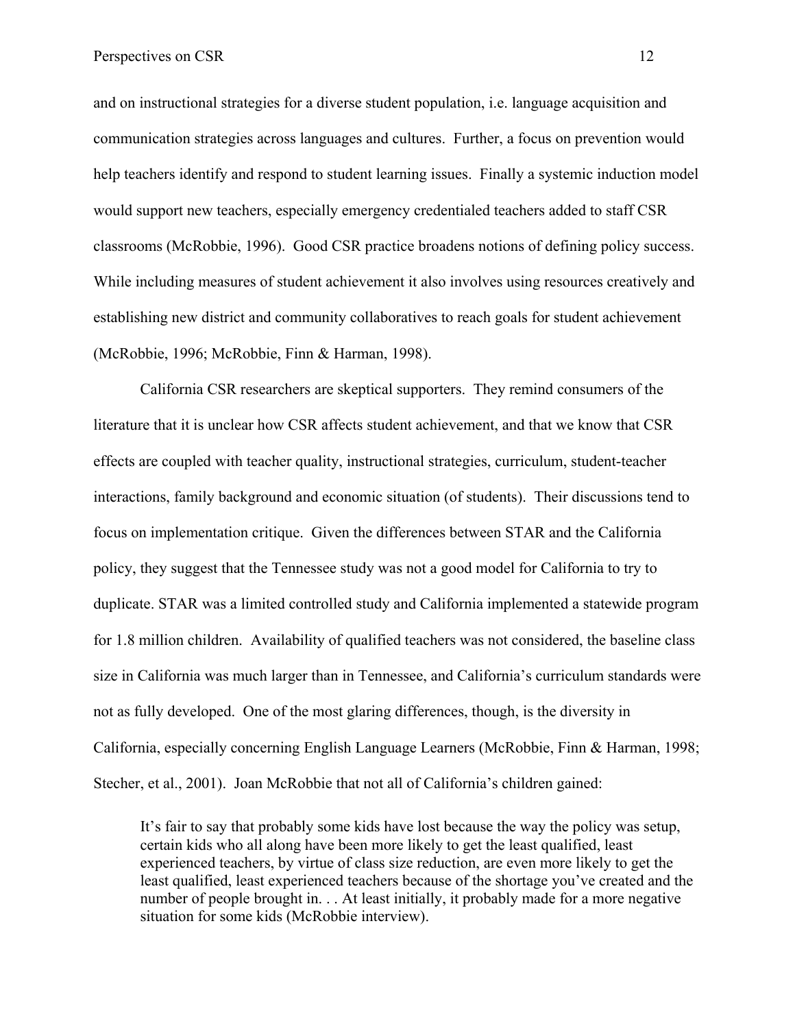and on instructional strategies for a diverse student population, i.e. language acquisition and communication strategies across languages and cultures. Further, a focus on prevention would help teachers identify and respond to student learning issues. Finally a systemic induction model would support new teachers, especially emergency credentialed teachers added to staff CSR classrooms (McRobbie, 1996). Good CSR practice broadens notions of defining policy success. While including measures of student achievement it also involves using resources creatively and establishing new district and community collaboratives to reach goals for student achievement (McRobbie, 1996; McRobbie, Finn & Harman, 1998).

California CSR researchers are skeptical supporters. They remind consumers of the literature that it is unclear how CSR affects student achievement, and that we know that CSR effects are coupled with teacher quality, instructional strategies, curriculum, student-teacher interactions, family background and economic situation (of students). Their discussions tend to focus on implementation critique. Given the differences between STAR and the California policy, they suggest that the Tennessee study was not a good model for California to try to duplicate. STAR was a limited controlled study and California implemented a statewide program for 1.8 million children. Availability of qualified teachers was not considered, the baseline class size in California was much larger than in Tennessee, and California's curriculum standards were not as fully developed. One of the most glaring differences, though, is the diversity in California, especially concerning English Language Learners (McRobbie, Finn & Harman, 1998; Stecher, et al., 2001). Joan McRobbie that not all of California's children gained:

> It's fair to say that probably some kids have lost because the way the policy was setup, certain kids who all along have been more likely to get the least qualified, least experienced teachers, by virtue of class size reduction, are even more likely to get the least qualified, least experienced teachers because of the shortage you've created and the number of people brought in. . . At least initially, it probably made for a more negative situation for some kids (McRobbie interview).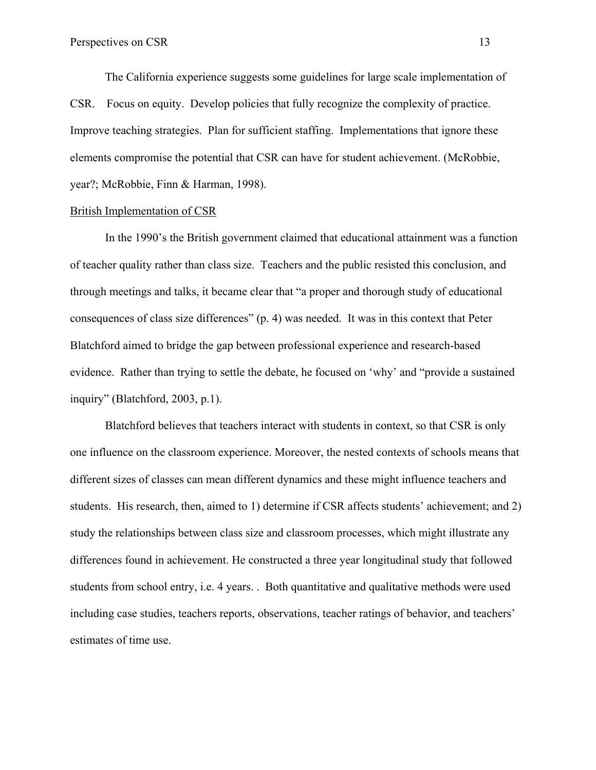The California experience suggests some guidelines for large scale implementation of CSR.   Focus on equity.  Develop policies that fully recognize the complexity of practice.  Improve teaching strategies.  Plan for sufficient staffing.  Implementations that ignore these elements compromise the potential that CSR can have for student achievement. (McRobbie, year?; McRobbie, Finn & Harman, 1998).

<u>British Implementation of CSR</u>

In the 1990's the British government claimed that educational attainment was a function of teacher quality rather than class size.  Teachers and the public resisted this conclusion, and through meetings and talks, it became clear that "a proper and thorough study of educational consequences of class size differences" (p. 4) was needed.  It was in this context that Peter Blatchford aimed to bridge the gap between professional experience and research-based evidence.  Rather than trying to settle the debate, he focused on 'why' and "provide a sustained inquiry" (Blatchford, 2003, p.1).

Blatchford believes that teachers interact with students in context, so that CSR is only one influence on the classroom experience. Moreover, the nested contexts of schools means that different sizes of classes can mean different dynamics and these might influence teachers and students.  His research, then, aimed to 1) determine if CSR affects students' achievement; and 2) study the relationships between class size and classroom processes, which might illustrate any differences found in achievement. He constructed a three year longitudinal study that followed students from school entry, i.e. 4 years. .  Both quantitative and qualitative methods were used including case studies, teachers reports, observations, teacher ratings of behavior, and teachers' estimates of time use.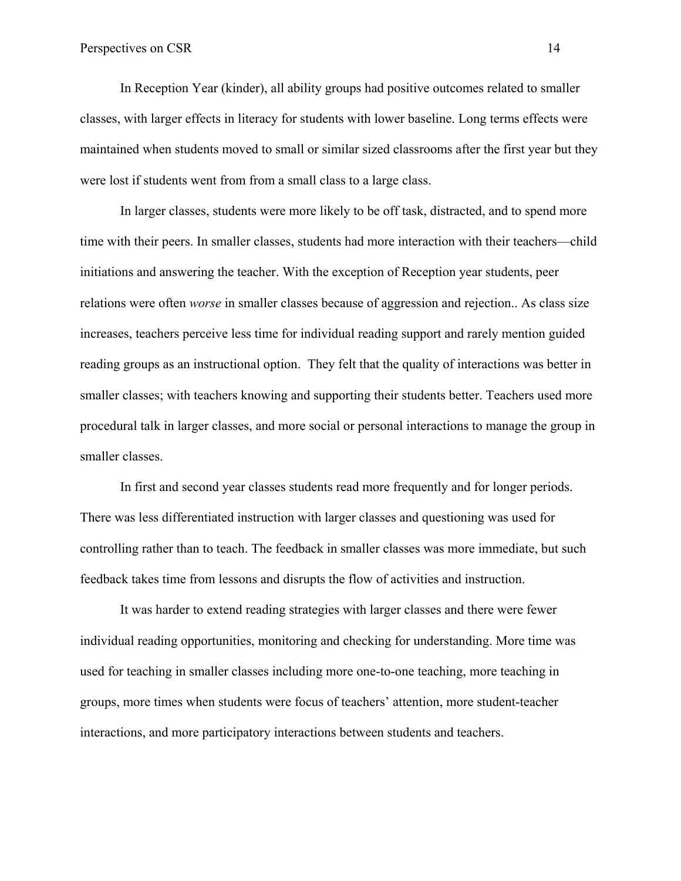In Reception Year (kinder), all ability groups had positive outcomes related to smaller classes, with larger effects in literacy for students with lower baseline. Long terms effects were maintained when students moved to small or similar sized classrooms after the first year but they were lost if students went from from a small class to a large class.

In larger classes, students were more likely to be off task, distracted, and to spend more time with their peers. In smaller classes, students had more interaction with their teachers—child initiations and answering the teacher. With the exception of Reception year students, peer relations were often *worse* in smaller classes because of aggression and rejection.. As class size increases, teachers perceive less time for individual reading support and rarely mention guided reading groups as an instructional option. They felt that the quality of interactions was better in smaller classes; with teachers knowing and supporting their students better. Teachers used more procedural talk in larger classes, and more social or personal interactions to manage the group in smaller classes.

In first and second year classes students read more frequently and for longer periods. There was less differentiated instruction with larger classes and questioning was used for controlling rather than to teach. The feedback in smaller classes was more immediate, but such feedback takes time from lessons and disrupts the flow of activities and instruction.

It was harder to extend reading strategies with larger classes and there were fewer individual reading opportunities, monitoring and checking for understanding. More time was used for teaching in smaller classes including more one-to-one teaching, more teaching in groups, more times when students were focus of teachers' attention, more student-teacher interactions, and more participatory interactions between students and teachers.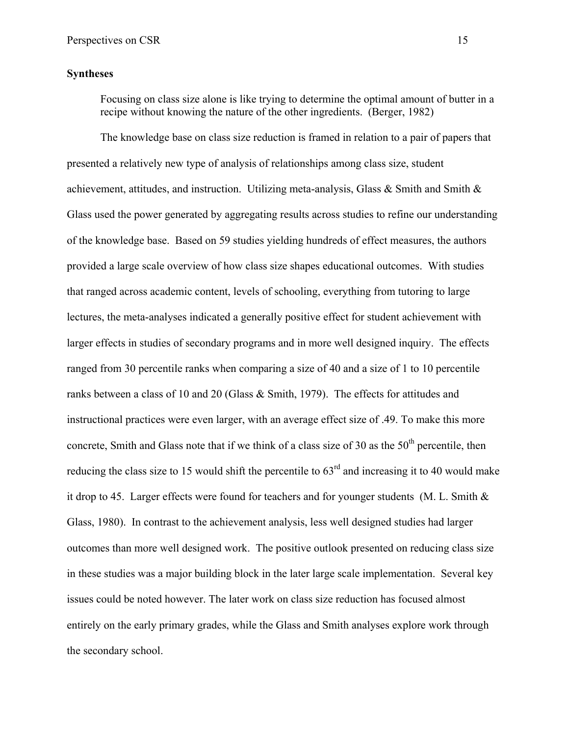**Syntheses**

> Focusing on class size alone is like trying to determine the optimal amount of butter in a recipe without knowing the nature of the other ingredients. (Berger, 1982)

The knowledge base on class size reduction is framed in relation to a pair of papers that presented a relatively new type of analysis of relationships among class size, student achievement, attitudes, and instruction. Utilizing meta-analysis, Glass & Smith and Smith & Glass used the power generated by aggregating results across studies to refine our understanding of the knowledge base. Based on 59 studies yielding hundreds of effect measures, the authors provided a large scale overview of how class size shapes educational outcomes. With studies that ranged across academic content, levels of schooling, everything from tutoring to large lectures, the meta-analyses indicated a generally positive effect for student achievement with larger effects in studies of secondary programs and in more well designed inquiry. The effects ranged from 30 percentile ranks when comparing a size of 40 and a size of 1 to 10 percentile ranks between a class of 10 and 20 (Glass & Smith, 1979). The effects for attitudes and instructional practices were even larger, with an average effect size of .49. To make this more concrete, Smith and Glass note that if we think of a class size of 30 as the 50th percentile, then reducing the class size to 15 would shift the percentile to 63rd and increasing it to 40 would make it drop to 45. Larger effects were found for teachers and for younger students (M. L. Smith & Glass, 1980). In contrast to the achievement analysis, less well designed studies had larger outcomes than more well designed work. The positive outlook presented on reducing class size in these studies was a major building block in the later large scale implementation. Several key issues could be noted however. The later work on class size reduction has focused almost entirely on the early primary grades, while the Glass and Smith analyses explore work through the secondary school.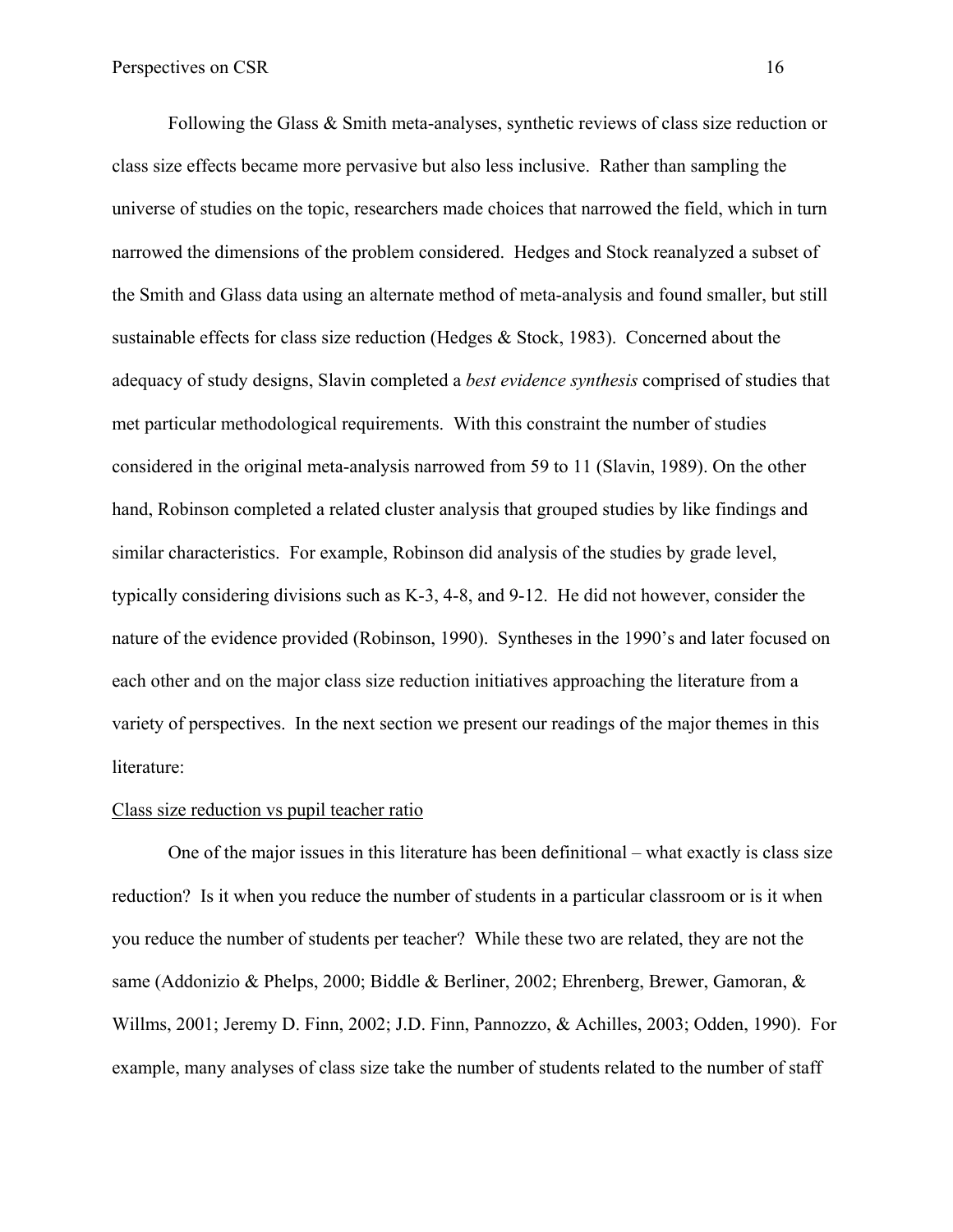Following the Glass & Smith meta-analyses, synthetic reviews of class size reduction or class size effects became more pervasive but also less inclusive. Rather than sampling the universe of studies on the topic, researchers made choices that narrowed the field, which in turn narrowed the dimensions of the problem considered. Hedges and Stock reanalyzed a subset of the Smith and Glass data using an alternate method of meta-analysis and found smaller, but still sustainable effects for class size reduction (Hedges & Stock, 1983). Concerned about the adequacy of study designs, Slavin completed a *best evidence synthesis* comprised of studies that met particular methodological requirements. With this constraint the number of studies considered in the original meta-analysis narrowed from 59 to 11 (Slavin, 1989). On the other hand, Robinson completed a related cluster analysis that grouped studies by like findings and similar characteristics. For example, Robinson did analysis of the studies by grade level, typically considering divisions such as K-3, 4-8, and 9-12. He did not however, consider the nature of the evidence provided (Robinson, 1990). Syntheses in the 1990's and later focused on each other and on the major class size reduction initiatives approaching the literature from a variety of perspectives. In the next section we present our readings of the major themes in this literature:

<u>Class size reduction vs pupil teacher ratio</u>

One of the major issues in this literature has been definitional – what exactly is class size reduction? Is it when you reduce the number of students in a particular classroom or is it when you reduce the number of students per teacher? While these two are related, they are not the same (Addonizio & Phelps, 2000; Biddle & Berliner, 2002; Ehrenberg, Brewer, Gamoran, & Willms, 2001; Jeremy D. Finn, 2002; J.D. Finn, Pannozzo, & Achilles, 2003; Odden, 1990). For example, many analyses of class size take the number of students related to the number of staff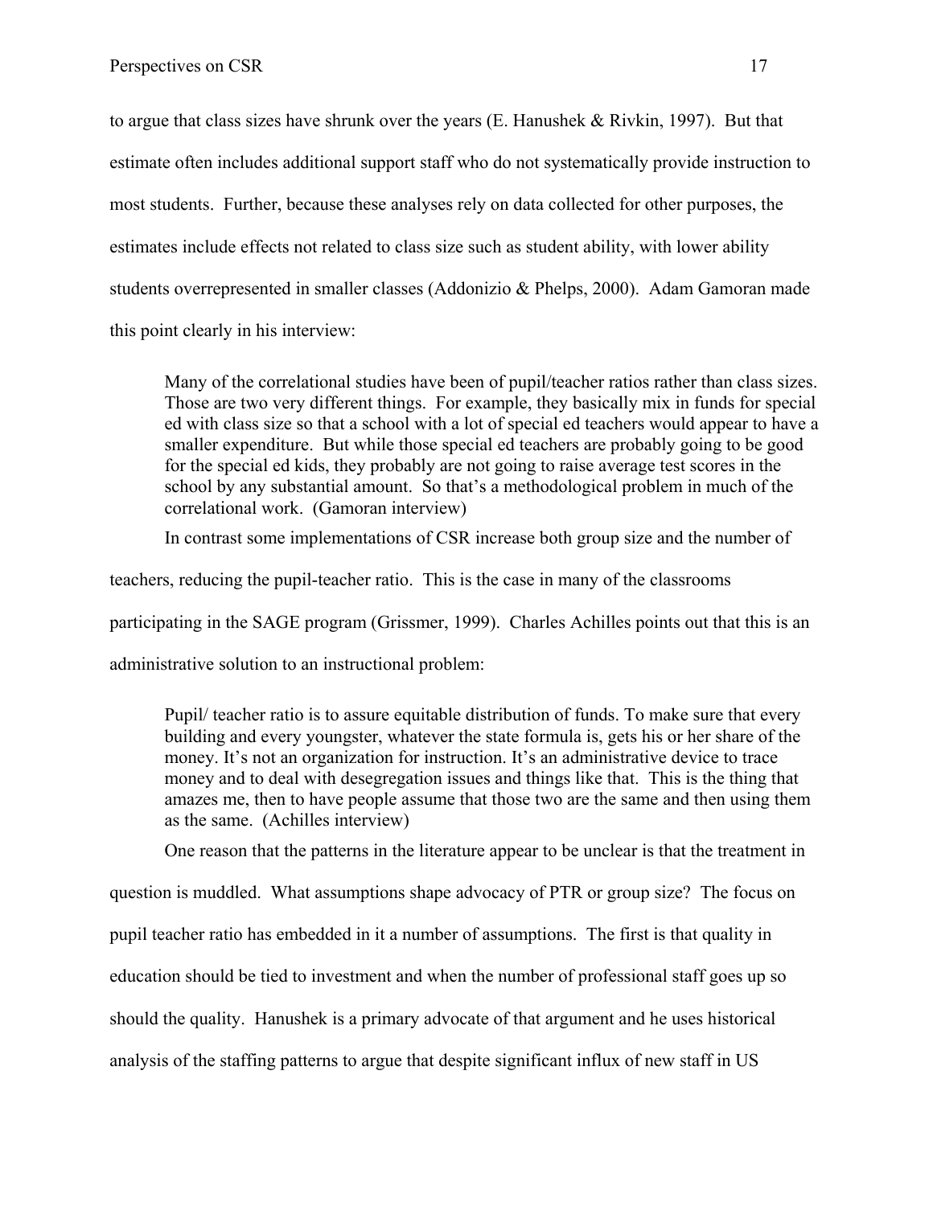to argue that class sizes have shrunk over the years (E. Hanushek & Rivkin, 1997). But that estimate often includes additional support staff who do not systematically provide instruction to most students. Further, because these analyses rely on data collected for other purposes, the estimates include effects not related to class size such as student ability, with lower ability students overrepresented in smaller classes (Addonizio & Phelps, 2000). Adam Gamoran made this point clearly in his interview:

> Many of the correlational studies have been of pupil/teacher ratios rather than class sizes. Those are two very different things. For example, they basically mix in funds for special ed with class size so that a school with a lot of special ed teachers would appear to have a smaller expenditure. But while those special ed teachers are probably going to be good for the special ed kids, they probably are not going to raise average test scores in the school by any substantial amount. So that's a methodological problem in much of the correlational work. (Gamoran interview)

In contrast some implementations of CSR increase both group size and the number of teachers, reducing the pupil-teacher ratio. This is the case in many of the classrooms participating in the SAGE program (Grissmer, 1999). Charles Achilles points out that this is an administrative solution to an instructional problem:

> Pupil/ teacher ratio is to assure equitable distribution of funds. To make sure that every building and every youngster, whatever the state formula is, gets his or her share of the money. It's not an organization for instruction. It's an administrative device to trace money and to deal with desegregation issues and things like that. This is the thing that amazes me, then to have people assume that those two are the same and then using them as the same. (Achilles interview)

One reason that the patterns in the literature appear to be unclear is that the treatment in question is muddled. What assumptions shape advocacy of PTR or group size? The focus on pupil teacher ratio has embedded in it a number of assumptions. The first is that quality in education should be tied to investment and when the number of professional staff goes up so should the quality. Hanushek is a primary advocate of that argument and he uses historical analysis of the staffing patterns to argue that despite significant influx of new staff in US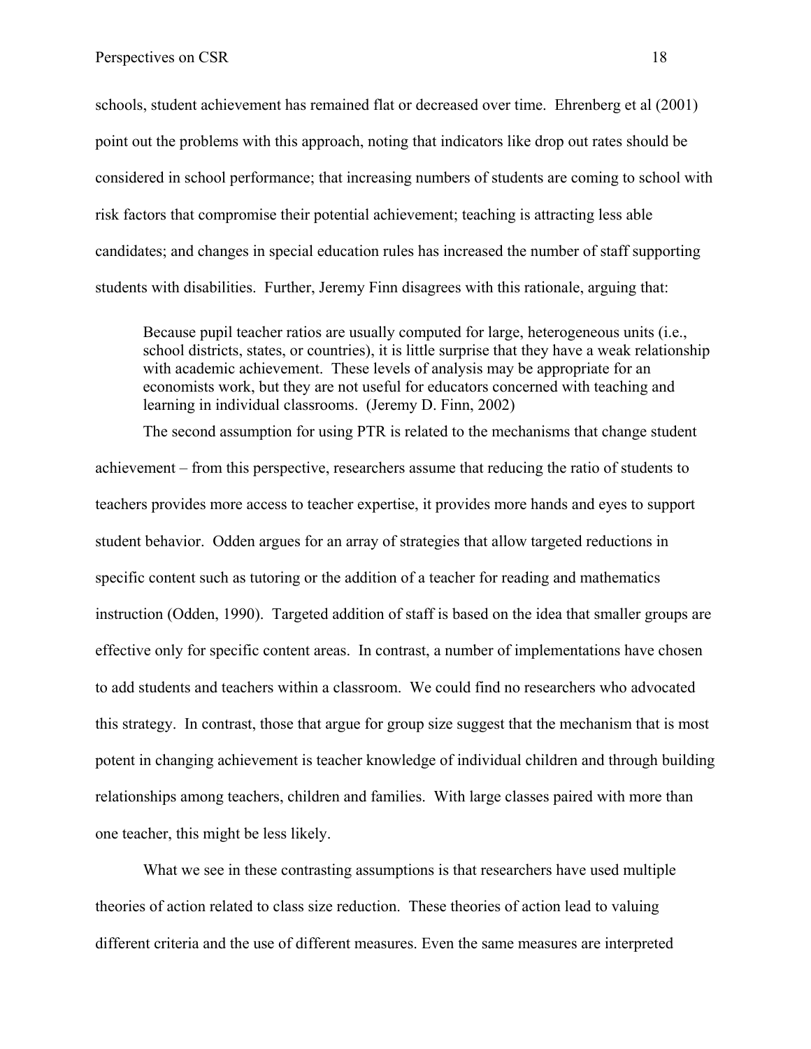schools, student achievement has remained flat or decreased over time. Ehrenberg et al (2001) point out the problems with this approach, noting that indicators like drop out rates should be considered in school performance; that increasing numbers of students are coming to school with risk factors that compromise their potential achievement; teaching is attracting less able candidates; and changes in special education rules has increased the number of staff supporting students with disabilities. Further, Jeremy Finn disagrees with this rationale, arguing that:

> Because pupil teacher ratios are usually computed for large, heterogeneous units (i.e., school districts, states, or countries), it is little surprise that they have a weak relationship with academic achievement. These levels of analysis may be appropriate for an economists work, but they are not useful for educators concerned with teaching and learning in individual classrooms. (Jeremy D. Finn, 2002)

The second assumption for using PTR is related to the mechanisms that change student achievement – from this perspective, researchers assume that reducing the ratio of students to teachers provides more access to teacher expertise, it provides more hands and eyes to support student behavior. Odden argues for an array of strategies that allow targeted reductions in specific content such as tutoring or the addition of a teacher for reading and mathematics instruction (Odden, 1990). Targeted addition of staff is based on the idea that smaller groups are effective only for specific content areas. In contrast, a number of implementations have chosen to add students and teachers within a classroom. We could find no researchers who advocated this strategy. In contrast, those that argue for group size suggest that the mechanism that is most potent in changing achievement is teacher knowledge of individual children and through building relationships among teachers, children and families. With large classes paired with more than one teacher, this might be less likely.

What we see in these contrasting assumptions is that researchers have used multiple theories of action related to class size reduction. These theories of action lead to valuing different criteria and the use of different measures. Even the same measures are interpreted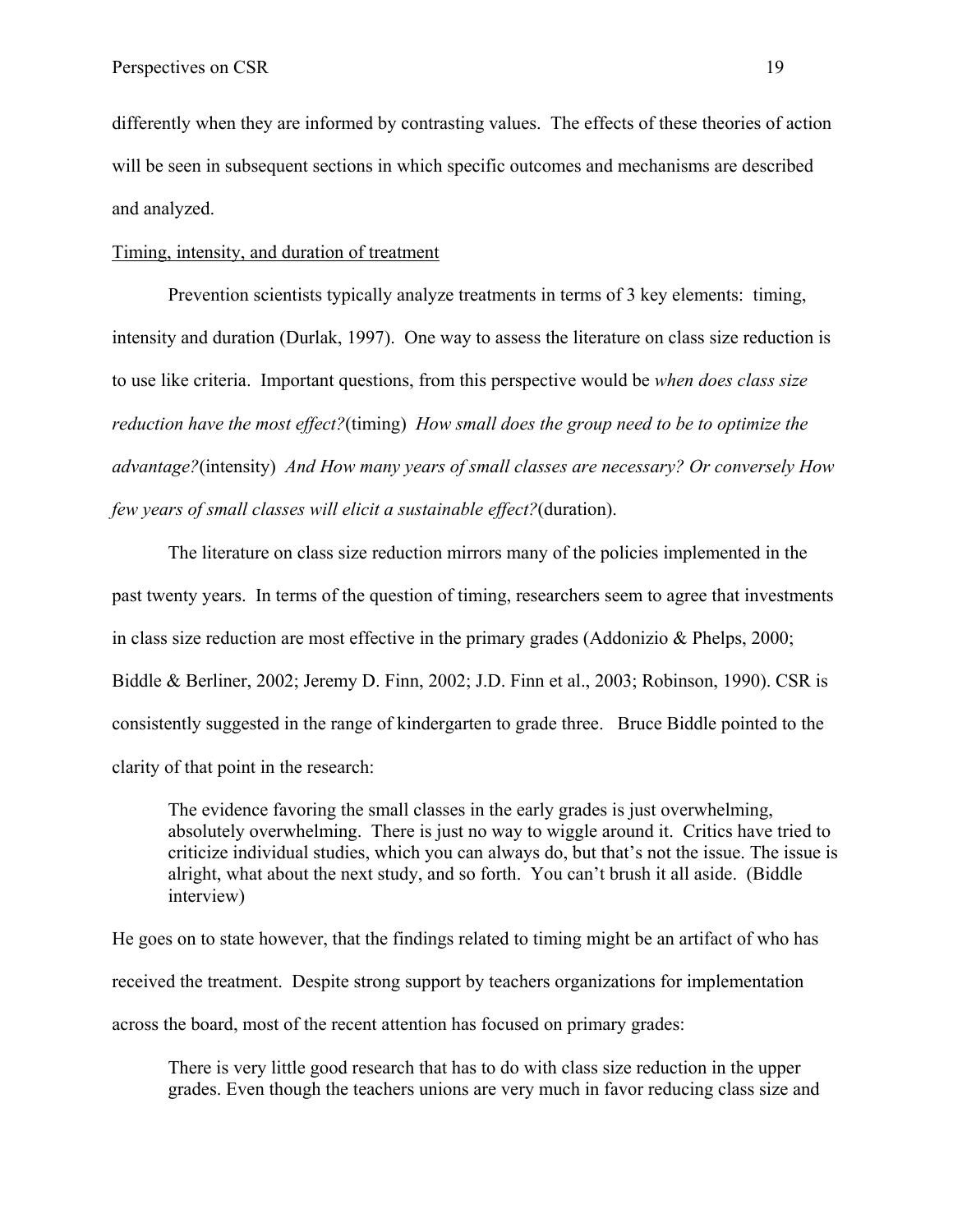differently when they are informed by contrasting values. The effects of these theories of action will be seen in subsequent sections in which specific outcomes and mechanisms are described and analyzed.

Timing, intensity, and duration of treatment

Prevention scientists typically analyze treatments in terms of 3 key elements: timing, intensity and duration (Durlak, 1997). One way to assess the literature on class size reduction is to use like criteria. Important questions, from this perspective would be *when does class size reduction have the most effect?*(timing) *How small does the group need to be to optimize the advantage?*(intensity) *And How many years of small classes are necessary? Or conversely How few years of small classes will elicit a sustainable effect?*(duration).

The literature on class size reduction mirrors many of the policies implemented in the past twenty years. In terms of the question of timing, researchers seem to agree that investments in class size reduction are most effective in the primary grades (Addonizio & Phelps, 2000; Biddle & Berliner, 2002; Jeremy D. Finn, 2002; J.D. Finn et al., 2003; Robinson, 1990). CSR is consistently suggested in the range of kindergarten to grade three. Bruce Biddle pointed to the clarity of that point in the research:

> The evidence favoring the small classes in the early grades is just overwhelming, absolutely overwhelming. There is just no way to wiggle around it. Critics have tried to criticize individual studies, which you can always do, but that's not the issue. The issue is alright, what about the next study, and so forth. You can't brush it all aside. (Biddle interview)

He goes on to state however, that the findings related to timing might be an artifact of who has received the treatment. Despite strong support by teachers organizations for implementation across the board, most of the recent attention has focused on primary grades:

> There is very little good research that has to do with class size reduction in the upper grades. Even though the teachers unions are very much in favor reducing class size and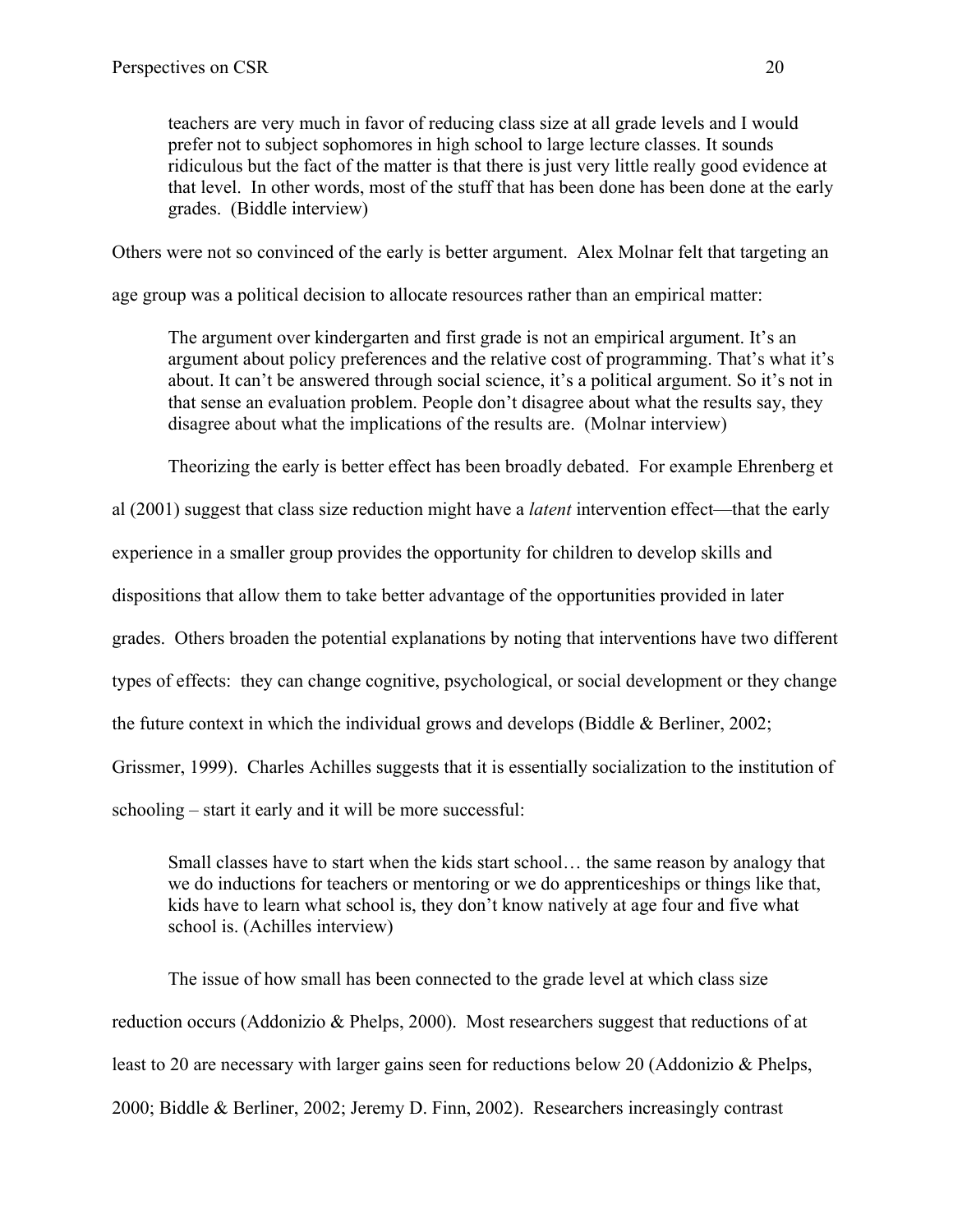> teachers are very much in favor of reducing class size at all grade levels and I would prefer not to subject sophomores in high school to large lecture classes. It sounds ridiculous but the fact of the matter is that there is just very little really good evidence at that level. In other words, most of the stuff that has been done has been done at the early grades. (Biddle interview)

Others were not so convinced of the early is better argument. Alex Molnar felt that targeting an age group was a political decision to allocate resources rather than an empirical matter:

> The argument over kindergarten and first grade is not an empirical argument. It's an argument about policy preferences and the relative cost of programming. That's what it's about. It can't be answered through social science, it's a political argument. So it's not in that sense an evaluation problem. People don't disagree about what the results say, they disagree about what the implications of the results are. (Molnar interview)

Theorizing the early is better effect has been broadly debated. For example Ehrenberg et al (2001) suggest that class size reduction might have a *latent* intervention effect—that the early experience in a smaller group provides the opportunity for children to develop skills and dispositions that allow them to take better advantage of the opportunities provided in later grades. Others broaden the potential explanations by noting that interventions have two different types of effects: they can change cognitive, psychological, or social development or they change the future context in which the individual grows and develops (Biddle & Berliner, 2002; Grissmer, 1999). Charles Achilles suggests that it is essentially socialization to the institution of schooling – start it early and it will be more successful:

> Small classes have to start when the kids start school… the same reason by analogy that we do inductions for teachers or mentoring or we do apprenticeships or things like that, kids have to learn what school is, they don't know natively at age four and five what school is. (Achilles interview)

The issue of how small has been connected to the grade level at which class size reduction occurs (Addonizio & Phelps, 2000). Most researchers suggest that reductions of at least to 20 are necessary with larger gains seen for reductions below 20 (Addonizio & Phelps, 2000; Biddle & Berliner, 2002; Jeremy D. Finn, 2002). Researchers increasingly contrast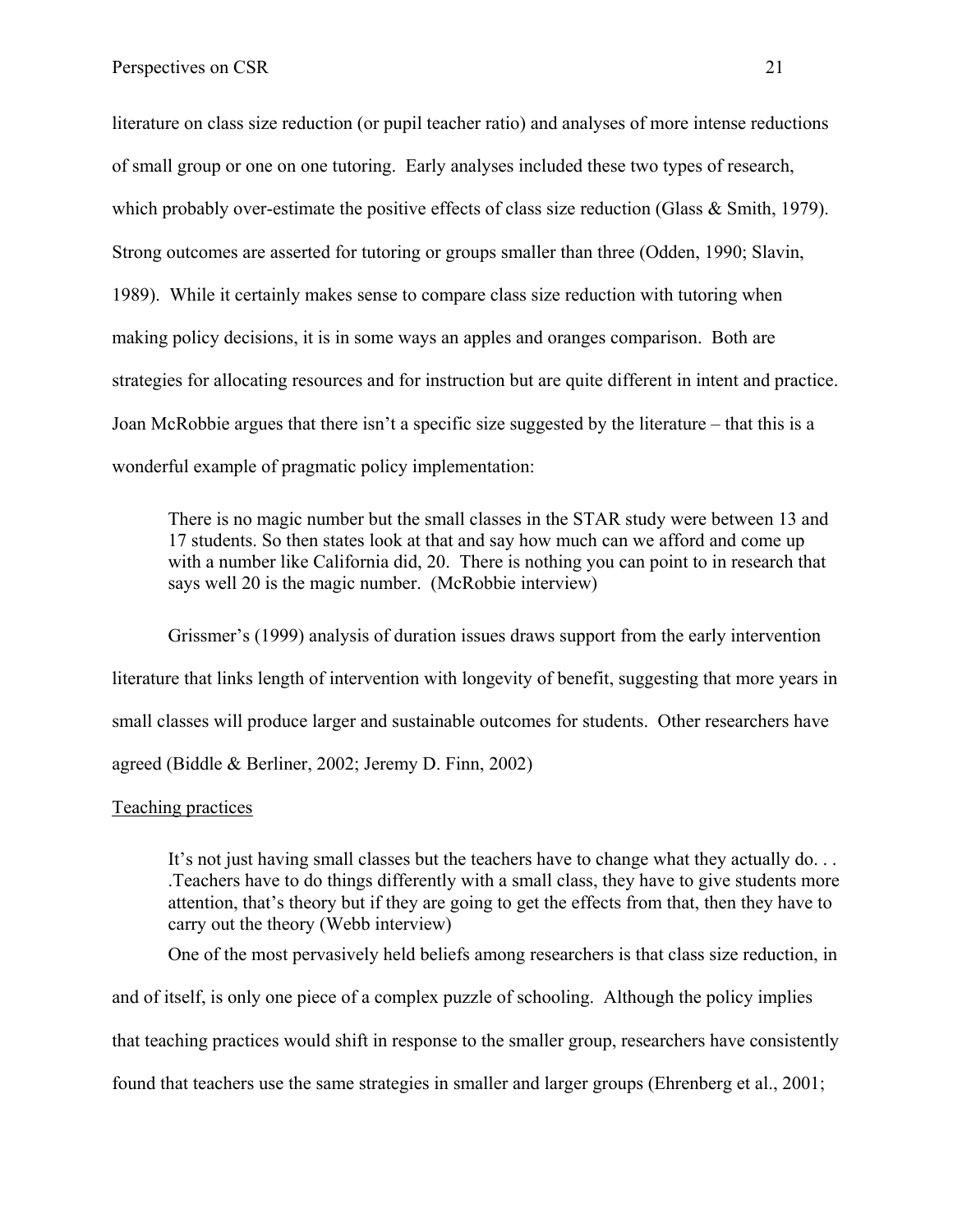literature on class size reduction (or pupil teacher ratio) and analyses of more intense reductions of small group or one on one tutoring. Early analyses included these two types of research, which probably over-estimate the positive effects of class size reduction (Glass & Smith, 1979). Strong outcomes are asserted for tutoring or groups smaller than three (Odden, 1990; Slavin, 1989). While it certainly makes sense to compare class size reduction with tutoring when making policy decisions, it is in some ways an apples and oranges comparison. Both are strategies for allocating resources and for instruction but are quite different in intent and practice. Joan McRobbie argues that there isn't a specific size suggested by the literature – that this is a wonderful example of pragmatic policy implementation:

> There is no magic number but the small classes in the STAR study were between 13 and 17 students. So then states look at that and say how much can we afford and come up with a number like California did, 20. There is nothing you can point to in research that says well 20 is the magic number. (McRobbie interview)

Grissmer's (1999) analysis of duration issues draws support from the early intervention literature that links length of intervention with longevity of benefit, suggesting that more years in small classes will produce larger and sustainable outcomes for students. Other researchers have agreed (Biddle & Berliner, 2002; Jeremy D. Finn, 2002)

<u>Teaching practices</u>

> It's not just having small classes but the teachers have to change what they actually do. . . .Teachers have to do things differently with a small class, they have to give students more attention, that's theory but if they are going to get the effects from that, then they have to carry out the theory (Webb interview)

One of the most pervasively held beliefs among researchers is that class size reduction, in and of itself, is only one piece of a complex puzzle of schooling. Although the policy implies that teaching practices would shift in response to the smaller group, researchers have consistently found that teachers use the same strategies in smaller and larger groups (Ehrenberg et al., 2001;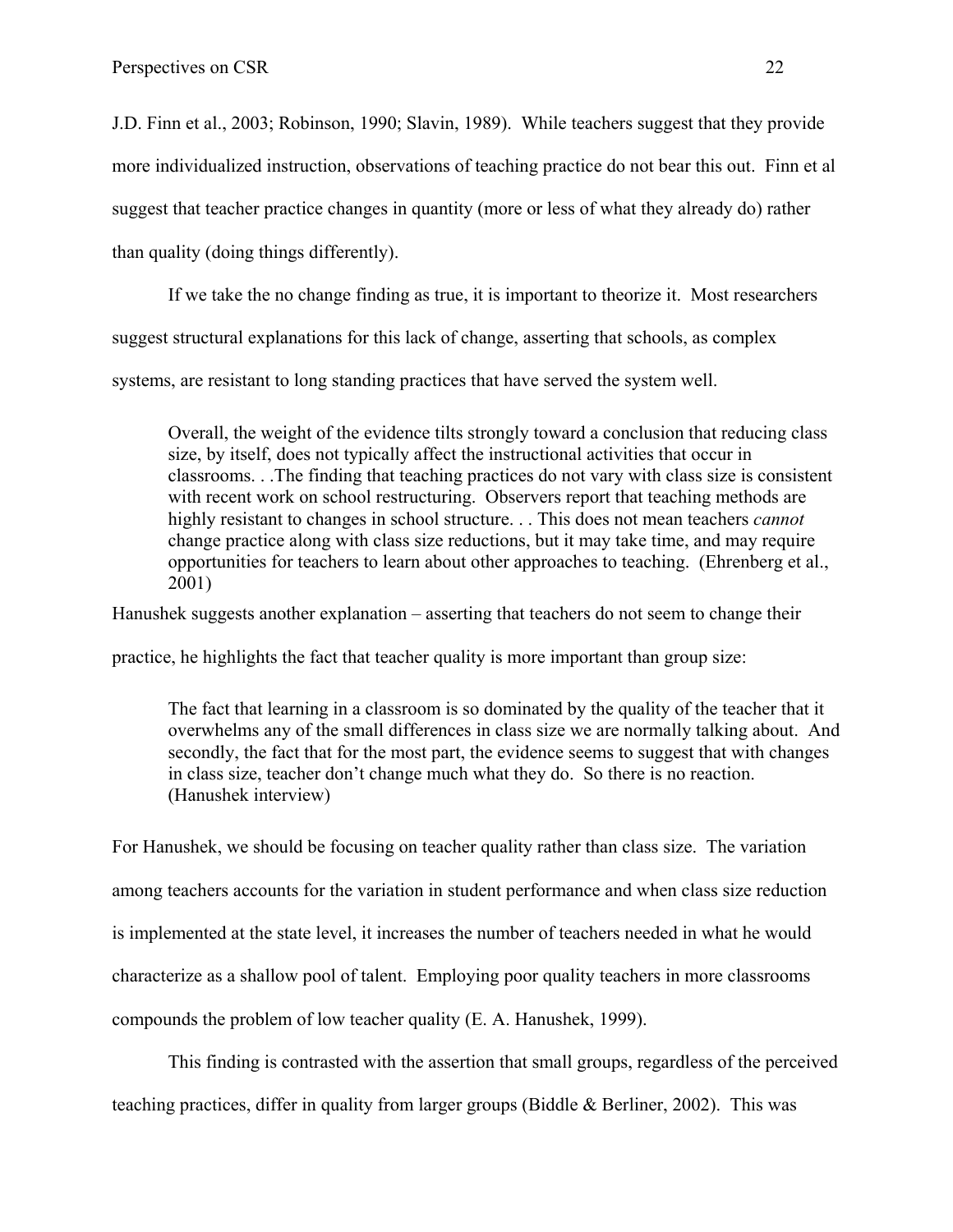J.D. Finn et al., 2003; Robinson, 1990; Slavin, 1989). While teachers suggest that they provide more individualized instruction, observations of teaching practice do not bear this out. Finn et al suggest that teacher practice changes in quantity (more or less of what they already do) rather than quality (doing things differently).

If we take the no change finding as true, it is important to theorize it. Most researchers suggest structural explanations for this lack of change, asserting that schools, as complex systems, are resistant to long standing practices that have served the system well.

> Overall, the weight of the evidence tilts strongly toward a conclusion that reducing class size, by itself, does not typically affect the instructional activities that occur in classrooms. . .The finding that teaching practices do not vary with class size is consistent with recent work on school restructuring. Observers report that teaching methods are highly resistant to changes in school structure. . . This does not mean teachers *cannot* change practice along with class size reductions, but it may take time, and may require opportunities for teachers to learn about other approaches to teaching. (Ehrenberg et al., 2001)

Hanushek suggests another explanation – asserting that teachers do not seem to change their practice, he highlights the fact that teacher quality is more important than group size:

> The fact that learning in a classroom is so dominated by the quality of the teacher that it overwhelms any of the small differences in class size we are normally talking about. And secondly, the fact that for the most part, the evidence seems to suggest that with changes in class size, teacher don't change much what they do. So there is no reaction. (Hanushek interview)

For Hanushek, we should be focusing on teacher quality rather than class size. The variation among teachers accounts for the variation in student performance and when class size reduction is implemented at the state level, it increases the number of teachers needed in what he would characterize as a shallow pool of talent. Employing poor quality teachers in more classrooms compounds the problem of low teacher quality (E. A. Hanushek, 1999).

This finding is contrasted with the assertion that small groups, regardless of the perceived teaching practices, differ in quality from larger groups (Biddle & Berliner, 2002). This was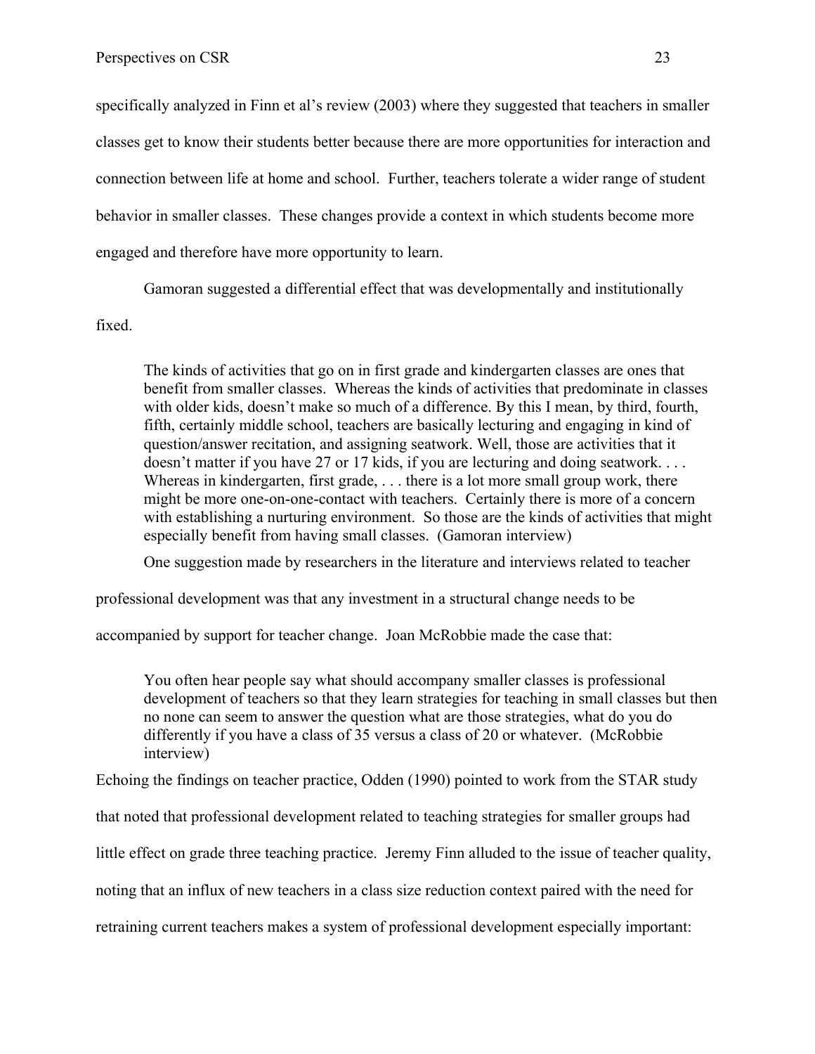specifically analyzed in Finn et al's review (2003) where they suggested that teachers in smaller classes get to know their students better because there are more opportunities for interaction and connection between life at home and school. Further, teachers tolerate a wider range of student behavior in smaller classes. These changes provide a context in which students become more engaged and therefore have more opportunity to learn.

Gamoran suggested a differential effect that was developmentally and institutionally fixed.

> The kinds of activities that go on in first grade and kindergarten classes are ones that benefit from smaller classes. Whereas the kinds of activities that predominate in classes with older kids, doesn't make so much of a difference. By this I mean, by third, fourth, fifth, certainly middle school, teachers are basically lecturing and engaging in kind of question/answer recitation, and assigning seatwork. Well, those are activities that it doesn't matter if you have 27 or 17 kids, if you are lecturing and doing seatwork. . . . Whereas in kindergarten, first grade, . . . there is a lot more small group work, there might be more one-on-one-contact with teachers. Certainly there is more of a concern with establishing a nurturing environment. So those are the kinds of activities that might especially benefit from having small classes. (Gamoran interview)

One suggestion made by researchers in the literature and interviews related to teacher professional development was that any investment in a structural change needs to be accompanied by support for teacher change. Joan McRobbie made the case that:

> You often hear people say what should accompany smaller classes is professional development of teachers so that they learn strategies for teaching in small classes but then no none can seem to answer the question what are those strategies, what do you do differently if you have a class of 35 versus a class of 20 or whatever. (McRobbie interview)

Echoing the findings on teacher practice, Odden (1990) pointed to work from the STAR study that noted that professional development related to teaching strategies for smaller groups had little effect on grade three teaching practice. Jeremy Finn alluded to the issue of teacher quality, noting that an influx of new teachers in a class size reduction context paired with the need for retraining current teachers makes a system of professional development especially important: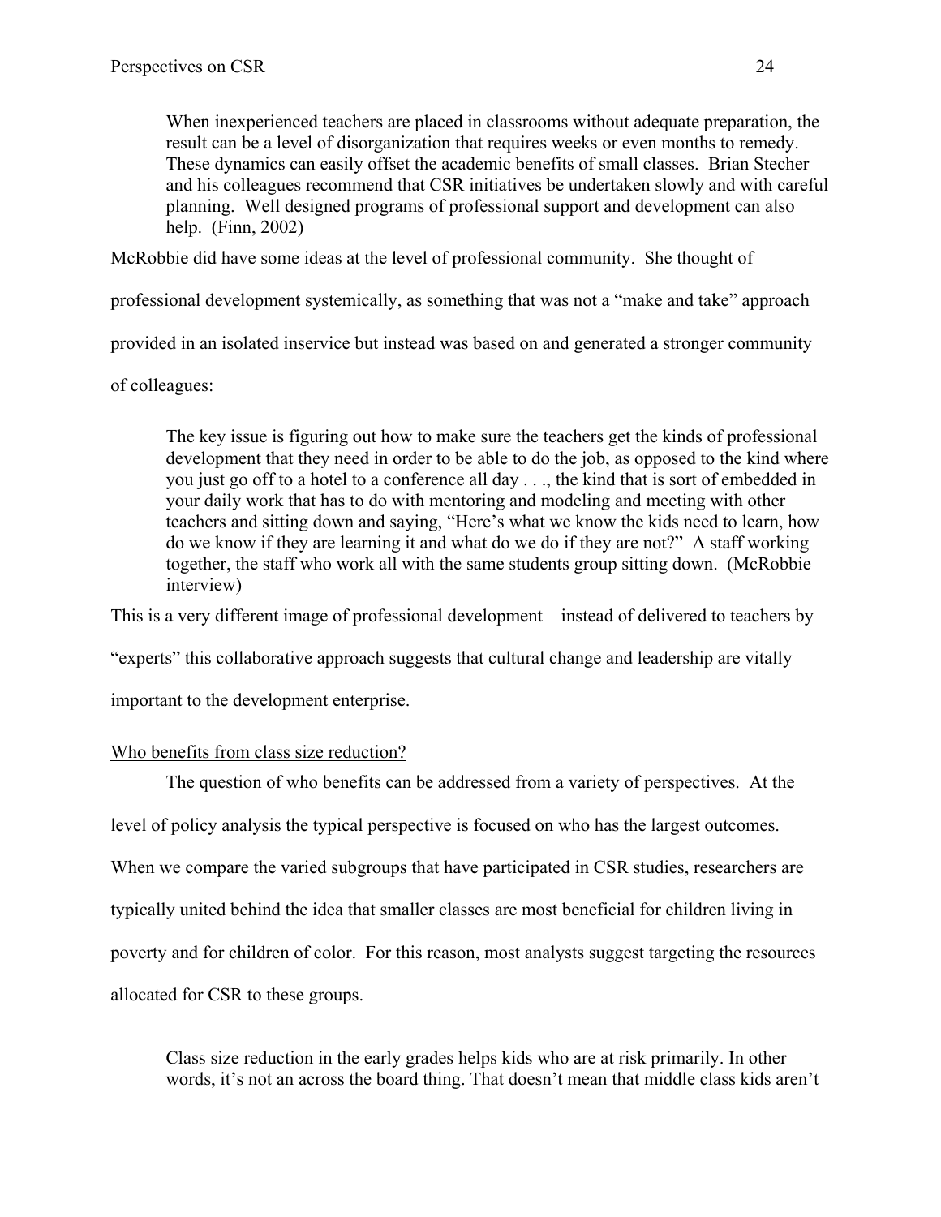> When inexperienced teachers are placed in classrooms without adequate preparation, the result can be a level of disorganization that requires weeks or even months to remedy. These dynamics can easily offset the academic benefits of small classes. Brian Stecher and his colleagues recommend that CSR initiatives be undertaken slowly and with careful planning. Well designed programs of professional support and development can also help. (Finn, 2002)

McRobbie did have some ideas at the level of professional community. She thought of professional development systemically, as something that was not a "make and take" approach provided in an isolated inservice but instead was based on and generated a stronger community of colleagues:

> The key issue is figuring out how to make sure the teachers get the kinds of professional development that they need in order to be able to do the job, as opposed to the kind where you just go off to a hotel to a conference all day . . ., the kind that is sort of embedded in your daily work that has to do with mentoring and modeling and meeting with other teachers and sitting down and saying, "Here's what we know the kids need to learn, how do we know if they are learning it and what do we do if they are not?" A staff working together, the staff who work all with the same students group sitting down. (McRobbie interview)

This is a very different image of professional development – instead of delivered to teachers by "experts" this collaborative approach suggests that cultural change and leadership are vitally important to the development enterprise.

<u>Who benefits from class size reduction?</u>

The question of who benefits can be addressed from a variety of perspectives. At the level of policy analysis the typical perspective is focused on who has the largest outcomes. When we compare the varied subgroups that have participated in CSR studies, researchers are typically united behind the idea that smaller classes are most beneficial for children living in poverty and for children of color. For this reason, most analysts suggest targeting the resources allocated for CSR to these groups.

> Class size reduction in the early grades helps kids who are at risk primarily. In other words, it's not an across the board thing. That doesn't mean that middle class kids aren't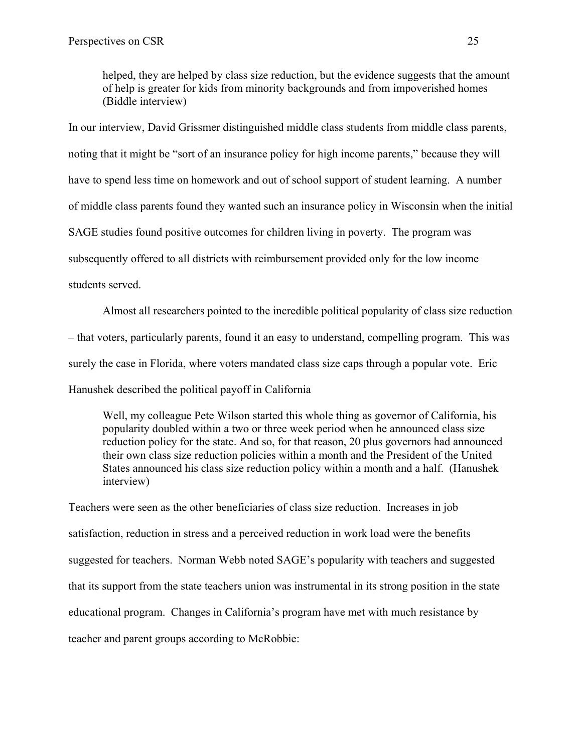> helped, they are helped by class size reduction, but the evidence suggests that the amount of help is greater for kids from minority backgrounds and from impoverished homes (Biddle interview)

In our interview, David Grissmer distinguished middle class students from middle class parents, noting that it might be "sort of an insurance policy for high income parents," because they will have to spend less time on homework and out of school support of student learning. A number of middle class parents found they wanted such an insurance policy in Wisconsin when the initial SAGE studies found positive outcomes for children living in poverty. The program was subsequently offered to all districts with reimbursement provided only for the low income students served.

Almost all researchers pointed to the incredible political popularity of class size reduction – that voters, particularly parents, found it an easy to understand, compelling program. This was surely the case in Florida, where voters mandated class size caps through a popular vote. Eric Hanushek described the political payoff in California

> Well, my colleague Pete Wilson started this whole thing as governor of California, his popularity doubled within a two or three week period when he announced class size reduction policy for the state. And so, for that reason, 20 plus governors had announced their own class size reduction policies within a month and the President of the United States announced his class size reduction policy within a month and a half. (Hanushek interview)

Teachers were seen as the other beneficiaries of class size reduction. Increases in job satisfaction, reduction in stress and a perceived reduction in work load were the benefits suggested for teachers. Norman Webb noted SAGE's popularity with teachers and suggested that its support from the state teachers union was instrumental in its strong position in the state educational program. Changes in California's program have met with much resistance by teacher and parent groups according to McRobbie: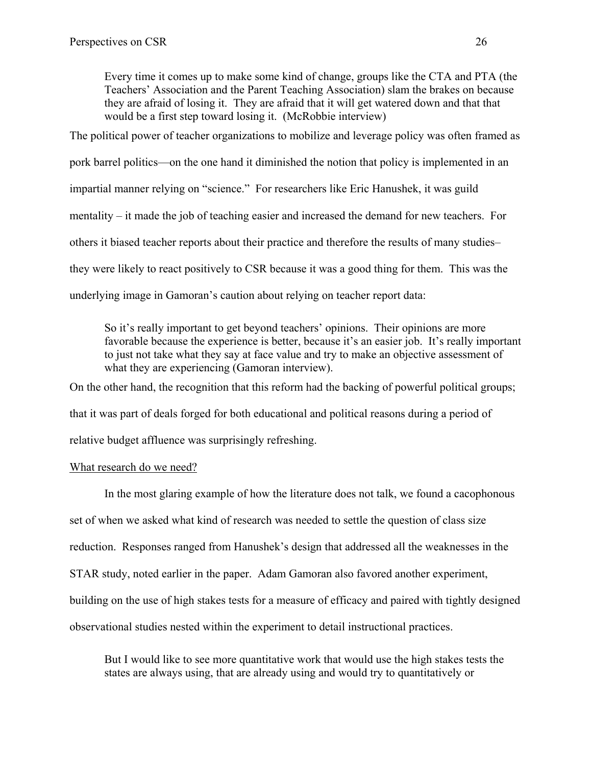> Every time it comes up to make some kind of change, groups like the CTA and PTA (the Teachers' Association and the Parent Teaching Association) slam the brakes on because they are afraid of losing it. They are afraid that it will get watered down and that that would be a first step toward losing it. (McRobbie interview)

The political power of teacher organizations to mobilize and leverage policy was often framed as pork barrel politics—on the one hand it diminished the notion that policy is implemented in an impartial manner relying on "science." For researchers like Eric Hanushek, it was guild mentality – it made the job of teaching easier and increased the demand for new teachers. For others it biased teacher reports about their practice and therefore the results of many studies– they were likely to react positively to CSR because it was a good thing for them. This was the underlying image in Gamoran's caution about relying on teacher report data:

> So it's really important to get beyond teachers' opinions. Their opinions are more favorable because the experience is better, because it's an easier job. It's really important to just not take what they say at face value and try to make an objective assessment of what they are experiencing (Gamoran interview).

On the other hand, the recognition that this reform had the backing of powerful political groups; that it was part of deals forged for both educational and political reasons during a period of relative budget affluence was surprisingly refreshing.

<u>What research do we need?</u>

In the most glaring example of how the literature does not talk, we found a cacophonous set of when we asked what kind of research was needed to settle the question of class size reduction. Responses ranged from Hanushek's design that addressed all the weaknesses in the STAR study, noted earlier in the paper. Adam Gamoran also favored another experiment, building on the use of high stakes tests for a measure of efficacy and paired with tightly designed observational studies nested within the experiment to detail instructional practices.

> But I would like to see more quantitative work that would use the high stakes tests the states are always using, that are already using and would try to quantitatively or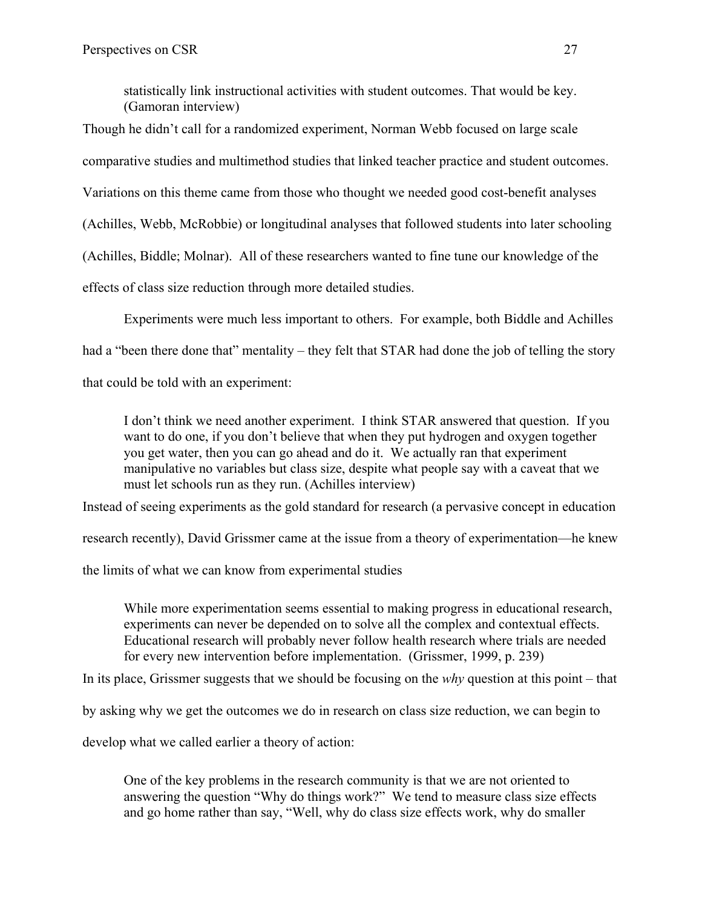> statistically link instructional activities with student outcomes. That would be key. (Gamoran interview)

Though he didn't call for a randomized experiment, Norman Webb focused on large scale comparative studies and multimethod studies that linked teacher practice and student outcomes. Variations on this theme came from those who thought we needed good cost-benefit analyses (Achilles, Webb, McRobbie) or longitudinal analyses that followed students into later schooling (Achilles, Biddle; Molnar). All of these researchers wanted to fine tune our knowledge of the effects of class size reduction through more detailed studies.

Experiments were much less important to others. For example, both Biddle and Achilles had a "been there done that" mentality – they felt that STAR had done the job of telling the story that could be told with an experiment:

> I don't think we need another experiment. I think STAR answered that question. If you want to do one, if you don't believe that when they put hydrogen and oxygen together you get water, then you can go ahead and do it. We actually ran that experiment manipulative no variables but class size, despite what people say with a caveat that we must let schools run as they run. (Achilles interview)

Instead of seeing experiments as the gold standard for research (a pervasive concept in education research recently), David Grissmer came at the issue from a theory of experimentation—he knew the limits of what we can know from experimental studies

> While more experimentation seems essential to making progress in educational research, experiments can never be depended on to solve all the complex and contextual effects. Educational research will probably never follow health research where trials are needed for every new intervention before implementation. (Grissmer, 1999, p. 239)

In its place, Grissmer suggests that we should be focusing on the *why* question at this point – that by asking why we get the outcomes we do in research on class size reduction, we can begin to develop what we called earlier a theory of action:

> One of the key problems in the research community is that we are not oriented to answering the question "Why do things work?" We tend to measure class size effects and go home rather than say, "Well, why do class size effects work, why do smaller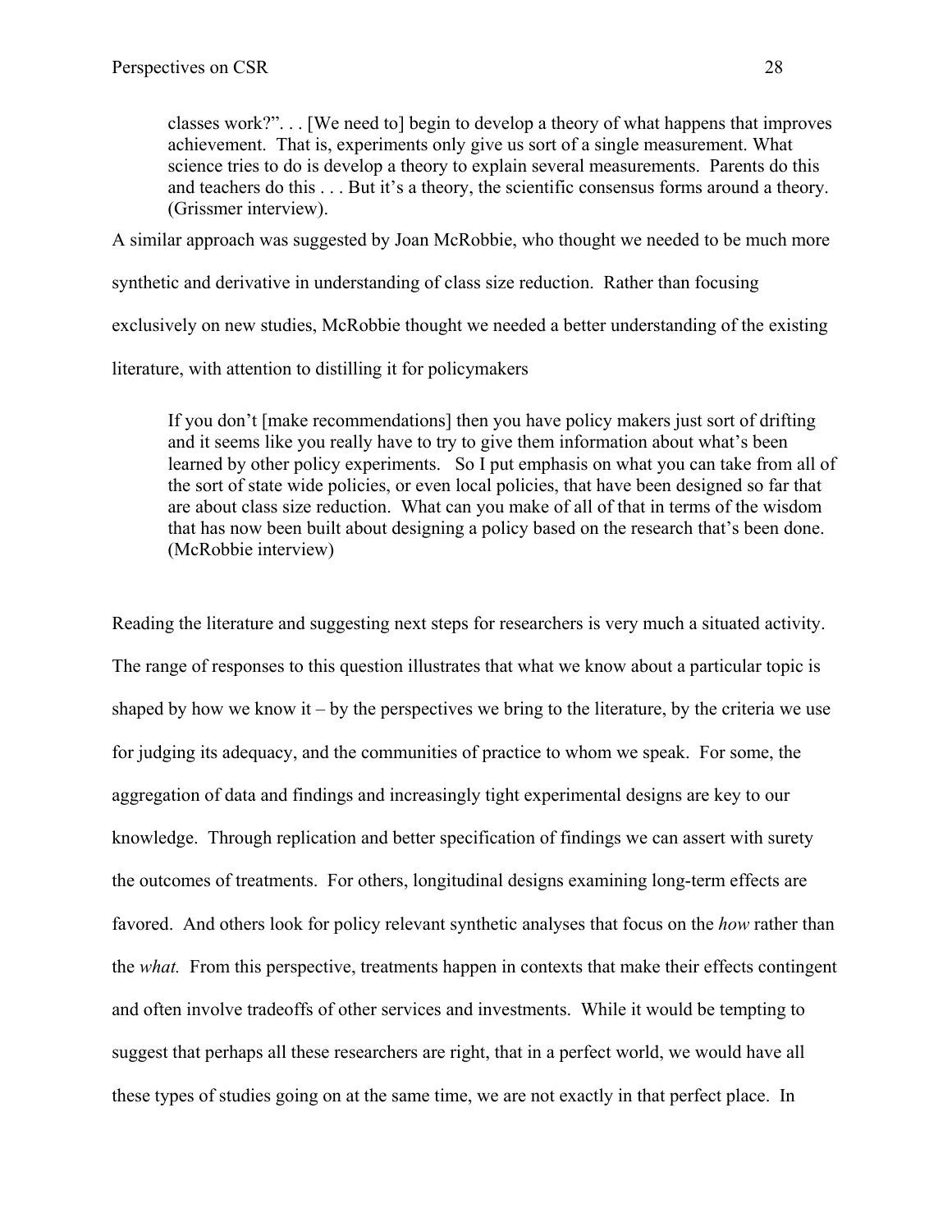> classes work?". . . [We need to] begin to develop a theory of what happens that improves achievement. That is, experiments only give us sort of a single measurement. What science tries to do is develop a theory to explain several measurements. Parents do this and teachers do this . . . But it's a theory, the scientific consensus forms around a theory. (Grissmer interview).

A similar approach was suggested by Joan McRobbie, who thought we needed to be much more synthetic and derivative in understanding of class size reduction. Rather than focusing exclusively on new studies, McRobbie thought we needed a better understanding of the existing literature, with attention to distilling it for policymakers

> If you don't [make recommendations] then you have policy makers just sort of drifting and it seems like you really have to try to give them information about what's been learned by other policy experiments. So I put emphasis on what you can take from all of the sort of state wide policies, or even local policies, that have been designed so far that are about class size reduction. What can you make of all of that in terms of the wisdom that has now been built about designing a policy based on the research that's been done. (McRobbie interview)

Reading the literature and suggesting next steps for researchers is very much a situated activity. The range of responses to this question illustrates that what we know about a particular topic is shaped by how we know it – by the perspectives we bring to the literature, by the criteria we use for judging its adequacy, and the communities of practice to whom we speak. For some, the aggregation of data and findings and increasingly tight experimental designs are key to our knowledge. Through replication and better specification of findings we can assert with surety the outcomes of treatments. For others, longitudinal designs examining long-term effects are favored. And others look for policy relevant synthetic analyses that focus on the *how* rather than the *what.* From this perspective, treatments happen in contexts that make their effects contingent and often involve tradeoffs of other services and investments. While it would be tempting to suggest that perhaps all these researchers are right, that in a perfect world, we would have all these types of studies going on at the same time, we are not exactly in that perfect place. In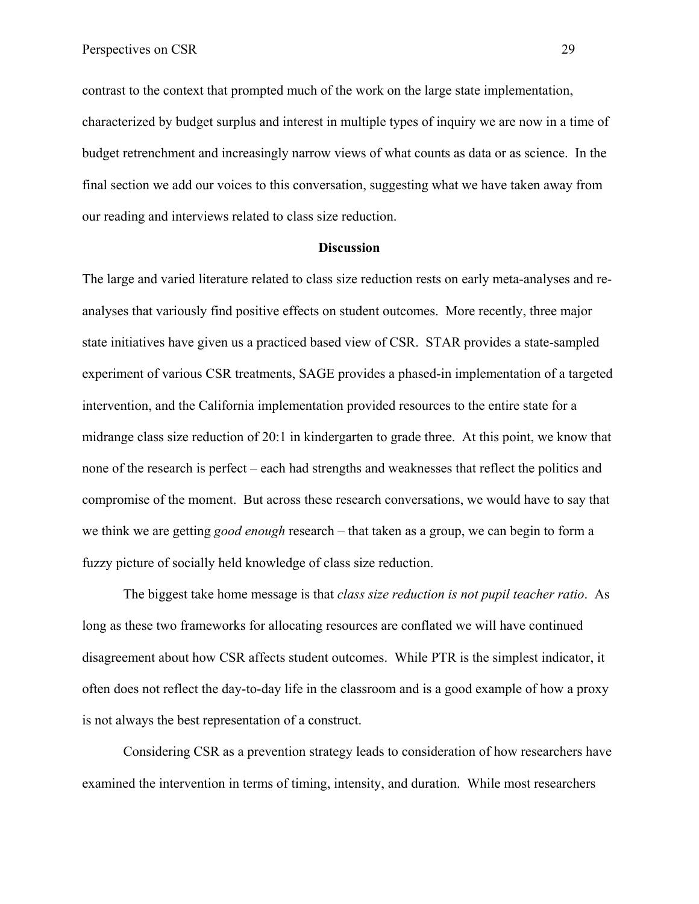contrast to the context that prompted much of the work on the large state implementation, characterized by budget surplus and interest in multiple types of inquiry we are now in a time of budget retrenchment and increasingly narrow views of what counts as data or as science. In the final section we add our voices to this conversation, suggesting what we have taken away from our reading and interviews related to class size reduction.

## Discussion

The large and varied literature related to class size reduction rests on early meta-analyses and re-analyses that variously find positive effects on student outcomes. More recently, three major state initiatives have given us a practiced based view of CSR. STAR provides a state-sampled experiment of various CSR treatments, SAGE provides a phased-in implementation of a targeted intervention, and the California implementation provided resources to the entire state for a midrange class size reduction of 20:1 in kindergarten to grade three. At this point, we know that none of the research is perfect – each had strengths and weaknesses that reflect the politics and compromise of the moment. But across these research conversations, we would have to say that we think we are getting *good enough* research – that taken as a group, we can begin to form a fuzzy picture of socially held knowledge of class size reduction.

The biggest take home message is that *class size reduction is not pupil teacher ratio*. As long as these two frameworks for allocating resources are conflated we will have continued disagreement about how CSR affects student outcomes. While PTR is the simplest indicator, it often does not reflect the day-to-day life in the classroom and is a good example of how a proxy is not always the best representation of a construct.

Considering CSR as a prevention strategy leads to consideration of how researchers have examined the intervention in terms of timing, intensity, and duration. While most researchers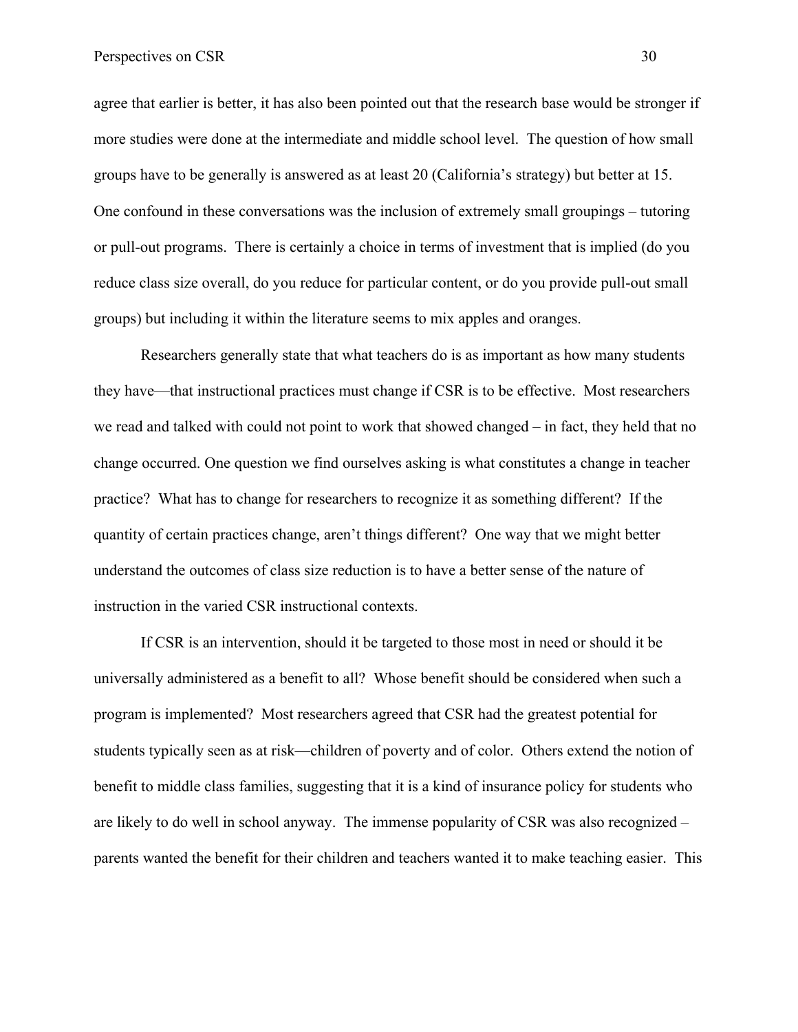agree that earlier is better, it has also been pointed out that the research base would be stronger if more studies were done at the intermediate and middle school level. The question of how small groups have to be generally is answered as at least 20 (California's strategy) but better at 15. One confound in these conversations was the inclusion of extremely small groupings – tutoring or pull-out programs. There is certainly a choice in terms of investment that is implied (do you reduce class size overall, do you reduce for particular content, or do you provide pull-out small groups) but including it within the literature seems to mix apples and oranges.

Researchers generally state that what teachers do is as important as how many students they have—that instructional practices must change if CSR is to be effective. Most researchers we read and talked with could not point to work that showed changed – in fact, they held that no change occurred. One question we find ourselves asking is what constitutes a change in teacher practice? What has to change for researchers to recognize it as something different? If the quantity of certain practices change, aren't things different? One way that we might better understand the outcomes of class size reduction is to have a better sense of the nature of instruction in the varied CSR instructional contexts.

If CSR is an intervention, should it be targeted to those most in need or should it be universally administered as a benefit to all? Whose benefit should be considered when such a program is implemented? Most researchers agreed that CSR had the greatest potential for students typically seen as at risk—children of poverty and of color. Others extend the notion of benefit to middle class families, suggesting that it is a kind of insurance policy for students who are likely to do well in school anyway. The immense popularity of CSR was also recognized – parents wanted the benefit for their children and teachers wanted it to make teaching easier. This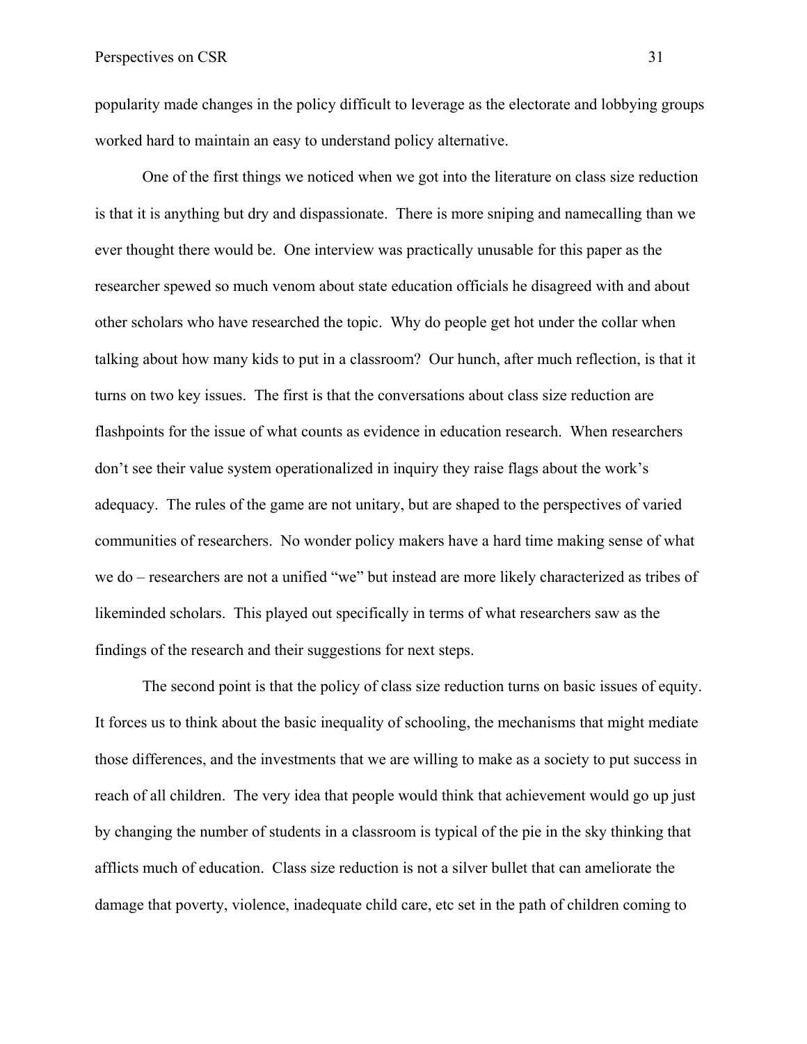popularity made changes in the policy difficult to leverage as the electorate and lobbying groups worked hard to maintain an easy to understand policy alternative.

One of the first things we noticed when we got into the literature on class size reduction is that it is anything but dry and dispassionate. There is more sniping and namecalling than we ever thought there would be. One interview was practically unusable for this paper as the researcher spewed so much venom about state education officials he disagreed with and about other scholars who have researched the topic. Why do people get hot under the collar when talking about how many kids to put in a classroom? Our hunch, after much reflection, is that it turns on two key issues. The first is that the conversations about class size reduction are flashpoints for the issue of what counts as evidence in education research. When researchers don't see their value system operationalized in inquiry they raise flags about the work's adequacy. The rules of the game are not unitary, but are shaped to the perspectives of varied communities of researchers. No wonder policy makers have a hard time making sense of what we do – researchers are not a unified "we" but instead are more likely characterized as tribes of likeminded scholars. This played out specifically in terms of what researchers saw as the findings of the research and their suggestions for next steps.

The second point is that the policy of class size reduction turns on basic issues of equity. It forces us to think about the basic inequality of schooling, the mechanisms that might mediate those differences, and the investments that we are willing to make as a society to put success in reach of all children. The very idea that people would think that achievement would go up just by changing the number of students in a classroom is typical of the pie in the sky thinking that afflicts much of education. Class size reduction is not a silver bullet that can ameliorate the damage that poverty, violence, inadequate child care, etc set in the path of children coming to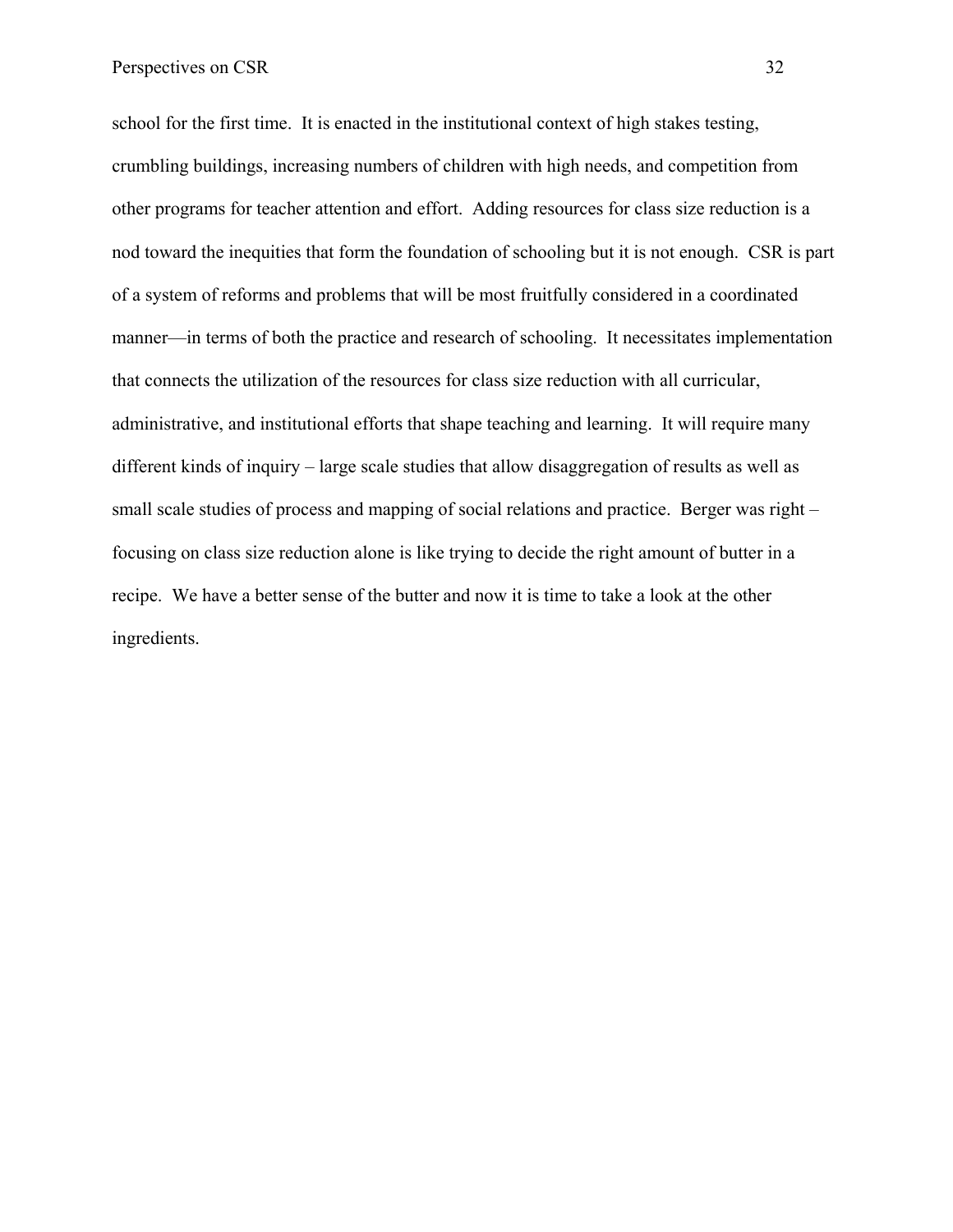school for the first time. It is enacted in the institutional context of high stakes testing, crumbling buildings, increasing numbers of children with high needs, and competition from other programs for teacher attention and effort. Adding resources for class size reduction is a nod toward the inequities that form the foundation of schooling but it is not enough. CSR is part of a system of reforms and problems that will be most fruitfully considered in a coordinated manner—in terms of both the practice and research of schooling. It necessitates implementation that connects the utilization of the resources for class size reduction with all curricular, administrative, and institutional efforts that shape teaching and learning. It will require many different kinds of inquiry – large scale studies that allow disaggregation of results as well as small scale studies of process and mapping of social relations and practice. Berger was right – focusing on class size reduction alone is like trying to decide the right amount of butter in a recipe. We have a better sense of the butter and now it is time to take a look at the other ingredients.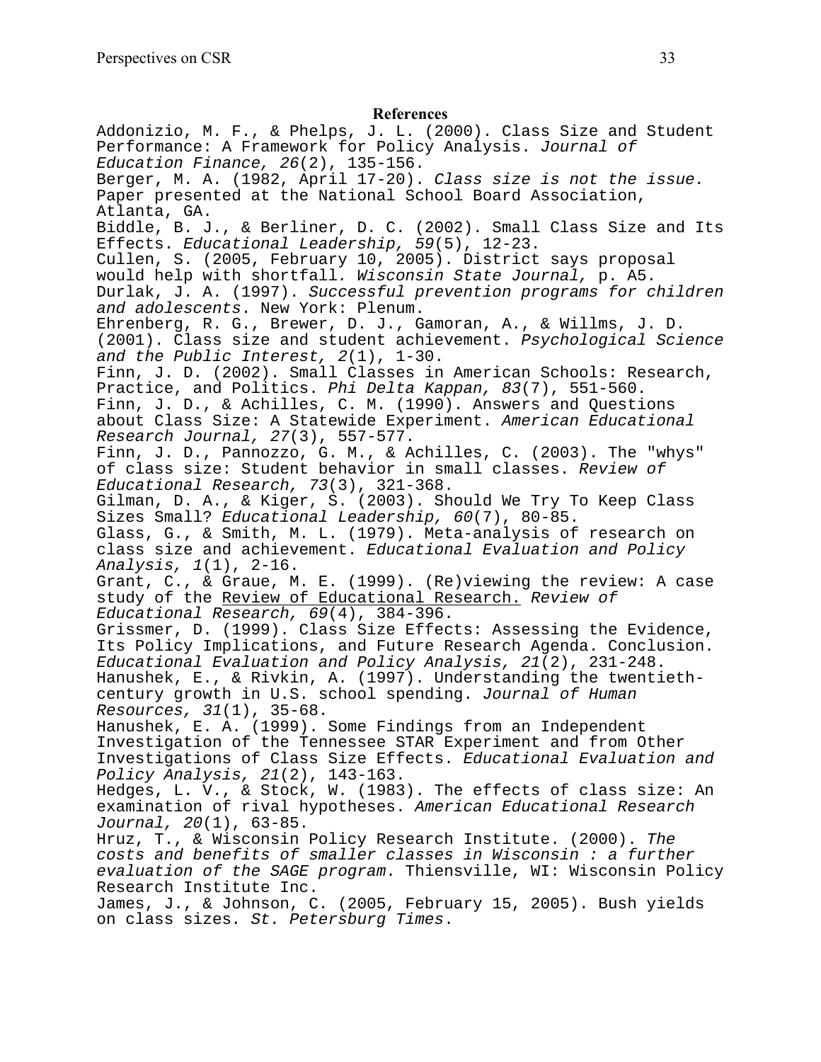## References

Addonizio, M. F., & Phelps, J. L. (2000). Class Size and Student Performance: A Framework for Policy Analysis. *Journal of Education Finance, 26*(2), 135-156.

Berger, M. A. (1982, April 17-20). *Class size is not the issue.* Paper presented at the National School Board Association, Atlanta, GA.

Biddle, B. J., & Berliner, D. C. (2002). Small Class Size and Its Effects. *Educational Leadership, 59*(5), 12-23.

Cullen, S. (2005, February 10, 2005). District says proposal would help with shortfall. *Wisconsin State Journal,* p. A5.

Durlak, J. A. (1997). *Successful prevention programs for children and adolescents*. New York: Plenum.

Ehrenberg, R. G., Brewer, D. J., Gamoran, A., & Willms, J. D. (2001). Class size and student achievement. *Psychological Science and the Public Interest, 2*(1), 1-30.

Finn, J. D. (2002). Small Classes in American Schools: Research, Practice, and Politics. *Phi Delta Kappan, 83*(7), 551-560.

Finn, J. D., & Achilles, C. M. (1990). Answers and Questions about Class Size: A Statewide Experiment. *American Educational Research Journal, 27*(3), 557-577.

Finn, J. D., Pannozzo, G. M., & Achilles, C. (2003). The "whys" of class size: Student behavior in small classes. *Review of Educational Research, 73*(3), 321-368.

Gilman, D. A., & Kiger, S. (2003). Should We Try To Keep Class Sizes Small? *Educational Leadership, 60*(7), 80-85.

Glass, G., & Smith, M. L. (1979). Meta-analysis of research on class size and achievement. *Educational Evaluation and Policy Analysis, 1*(1), 2-16.

Grant, C., & Graue, M. E. (1999). (Re)viewing the review: A case study of the Review of Educational Research. *Review of Educational Research, 69*(4), 384-396.

Grissmer, D. (1999). Class Size Effects: Assessing the Evidence, Its Policy Implications, and Future Research Agenda. Conclusion. *Educational Evaluation and Policy Analysis, 21*(2), 231-248.

Hanushek, E., & Rivkin, A. (1997). Understanding the twentieth-century growth in U.S. school spending. *Journal of Human Resources, 31*(1), 35-68.

Hanushek, E. A. (1999). Some Findings from an Independent Investigation of the Tennessee STAR Experiment and from Other Investigations of Class Size Effects. *Educational Evaluation and Policy Analysis, 21*(2), 143-163.

Hedges, L. V., & Stock, W. (1983). The effects of class size: An examination of rival hypotheses. *American Educational Research Journal, 20*(1), 63-85.

Hruz, T., & Wisconsin Policy Research Institute. (2000). *The costs and benefits of smaller classes in Wisconsin : a further evaluation of the SAGE program*. Thiensville, WI: Wisconsin Policy Research Institute Inc.

James, J., & Johnson, C. (2005, February 15, 2005). Bush yields on class sizes. *St. Petersburg Times*.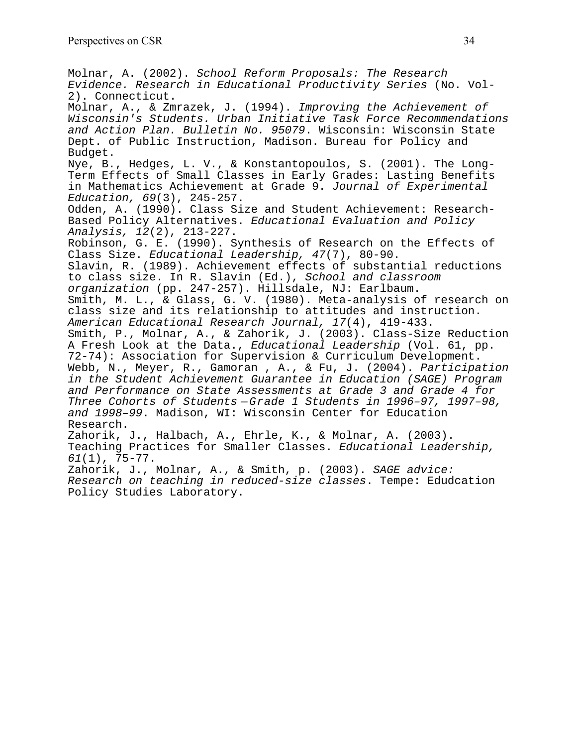Molnar, A. (2002). *School Reform Proposals: The Research Evidence. Research in Educational Productivity Series* (No. Vol-2). Connecticut.

Molnar, A., & Zmrazek, J. (1994). *Improving the Achievement of Wisconsin's Students. Urban Initiative Task Force Recommendations and Action Plan. Bulletin No. 95079*. Wisconsin: Wisconsin State Dept. of Public Instruction, Madison. Bureau for Policy and Budget.

Nye, B., Hedges, L. V., & Konstantopoulos, S. (2001). The Long-Term Effects of Small Classes in Early Grades: Lasting Benefits in Mathematics Achievement at Grade 9. *Journal of Experimental Education, 69*(3), 245-257.

Odden, A. (1990). Class Size and Student Achievement: Research-Based Policy Alternatives. *Educational Evaluation and Policy Analysis, 12*(2), 213-227.

Robinson, G. E. (1990). Synthesis of Research on the Effects of Class Size. *Educational Leadership, 47*(7), 80-90.

Slavin, R. (1989). Achievement effects of substantial reductions to class size. In R. Slavin (Ed.), *School and classroom organization* (pp. 247-257). Hillsdale, NJ: Earlbaum.

Smith, M. L., & Glass, G. V. (1980). Meta-analysis of research on class size and its relationship to attitudes and instruction. *American Educational Research Journal, 17*(4), 419-433.

Smith, P., Molnar, A., & Zahorik, J. (2003). Class-Size Reduction A Fresh Look at the Data., *Educational Leadership* (Vol. 61, pp. 72-74): Association for Supervision & Curriculum Development.

Webb, N., Meyer, R., Gamoran , A., & Fu, J. (2004). *Participation in the Student Achievement Guarantee in Education (SAGE) Program and Performance on State Assessments at Grade 3 and Grade 4 for Three Cohorts of Students—Grade 1 Students in 1996–97, 1997–98, and 1998–99*. Madison, WI: Wisconsin Center for Education Research.

Zahorik, J., Halbach, A., Ehrle, K., & Molnar, A. (2003). Teaching Practices for Smaller Classes. *Educational Leadership, 61*(1), 75-77.

Zahorik, J., Molnar, A., & Smith, p. (2003). *SAGE advice: Research on teaching in reduced-size classes*. Tempe: Edudcation Policy Studies Laboratory.